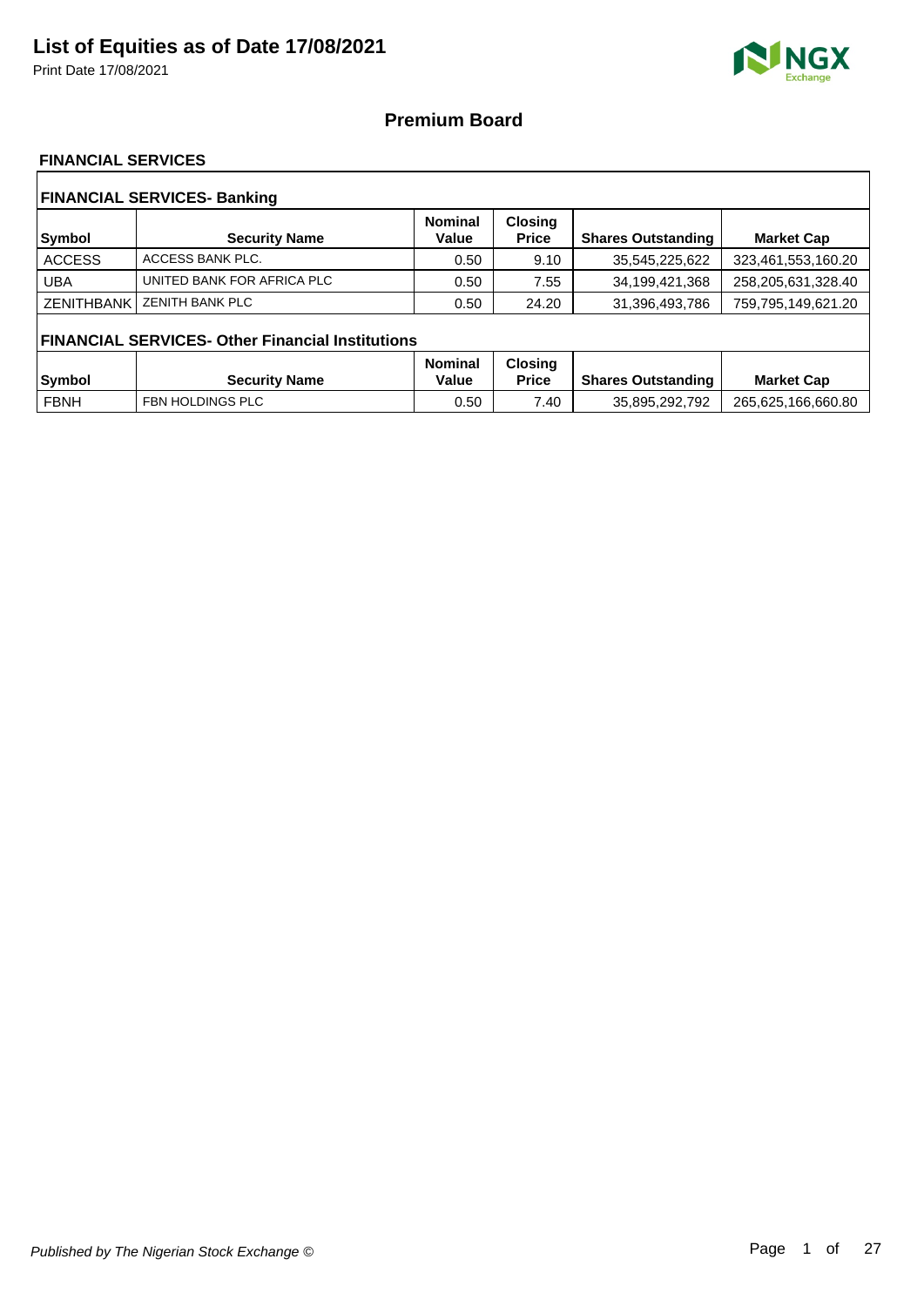# List of Equities as of Date 17/08/2021

Print Date 17/08/2021

## Premium Board

### FINANCIAL SERVICES

#### FINANCIAL SERVICES- Banking

| Symbol | Security Name | Nominal Value | Closing Price | Shares Outstanding | Market Cap |
|---|---|---|---|---|---|
| ACCESS | ACCESS BANK PLC. | 0.50 | 9.10 | 35,545,225,622 | 323,461,553,160.20 |
| UBA | UNITED BANK FOR AFRICA PLC | 0.50 | 7.55 | 34,199,421,368 | 258,205,631,328.40 |
| ZENITHBANK | ZENITH BANK PLC | 0.50 | 24.20 | 31,396,493,786 | 759,795,149,621.20 |

#### FINANCIAL SERVICES- Other Financial Institutions

| Symbol | Security Name | Nominal Value | Closing Price | Shares Outstanding | Market Cap |
|---|---|---|---|---|---|
| FBNH | FBN HOLDINGS PLC | 0.50 | 7.40 | 35,895,292,792 | 265,625,166,660.80 |

*Published by The Nigerian Stock Exchange ©*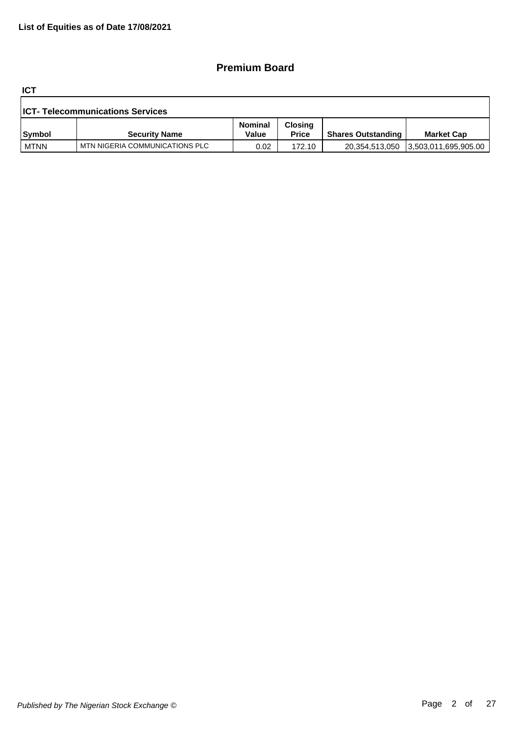**List of Equities as of Date 17/08/2021**

## Premium Board

### ICT

| ICT- Telecommunications Services | | | | | |
|---|---|---|---|---|---|
| Symbol | Security Name | Nominal Value | Closing Price | Shares Outstanding | Market Cap |
| MTNN | MTN NIGERIA COMMUNICATIONS PLC | 0.02 | 172.10 | 20,354,513,050 | 3,503,011,695,905.00 |

*Published by The Nigerian Stock Exchange ©*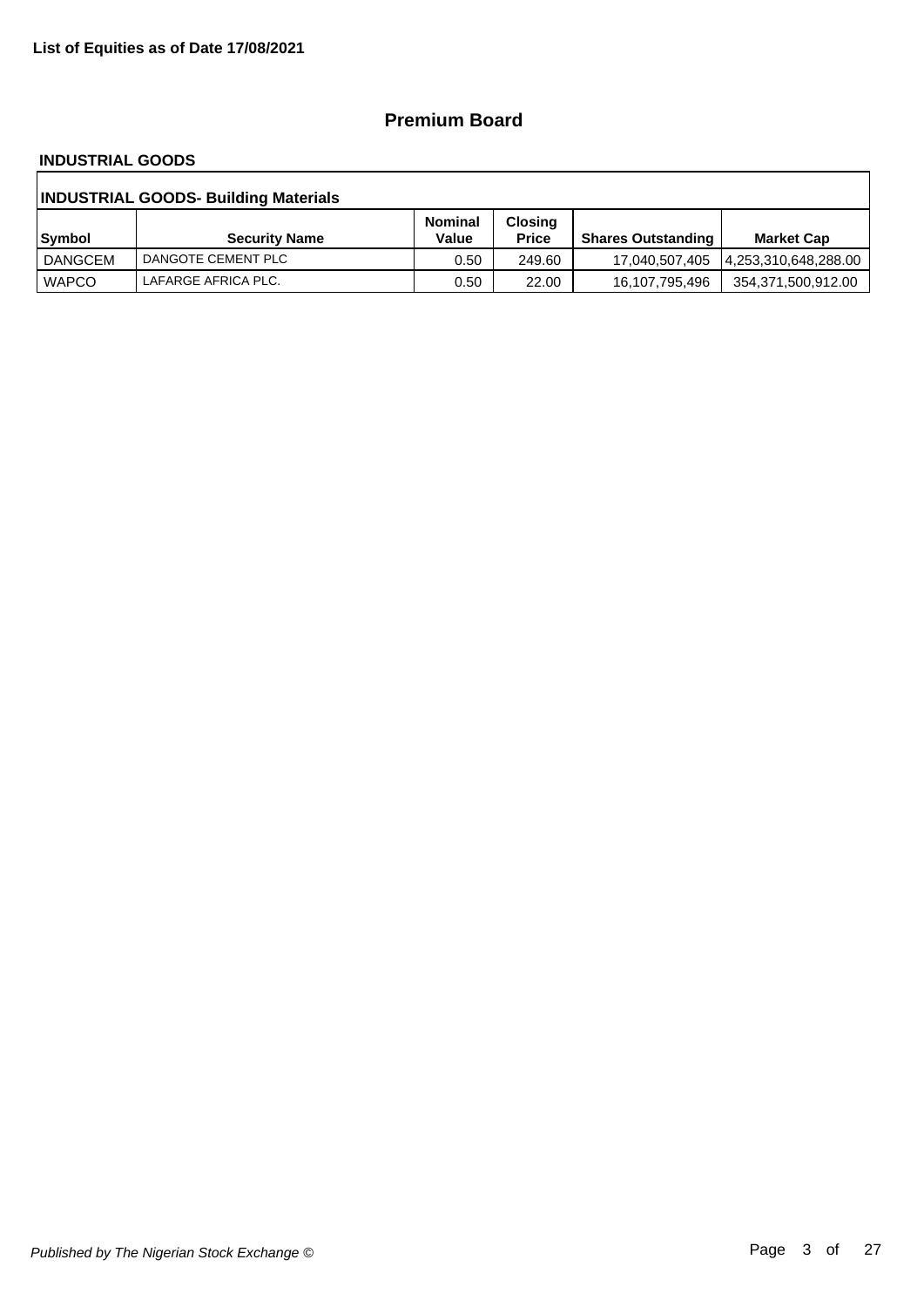**List of Equities as of Date 17/08/2021**

## Premium Board

### INDUSTRIAL GOODS

| INDUSTRIAL GOODS- Building Materials | | | | | |
|---|---|---|---|---|---|
| **Symbol** | **Security Name** | **Nominal Value** | **Closing Price** | **Shares Outstanding** | **Market Cap** |
| DANGCEM | DANGOTE CEMENT PLC | 0.50 | 249.60 | 17,040,507,405 | 4,253,310,648,288.00 |
| WAPCO | LAFARGE AFRICA PLC. | 0.50 | 22.00 | 16,107,795,496 | 354,371,500,912.00 |

*Published by The Nigerian Stock Exchange ©*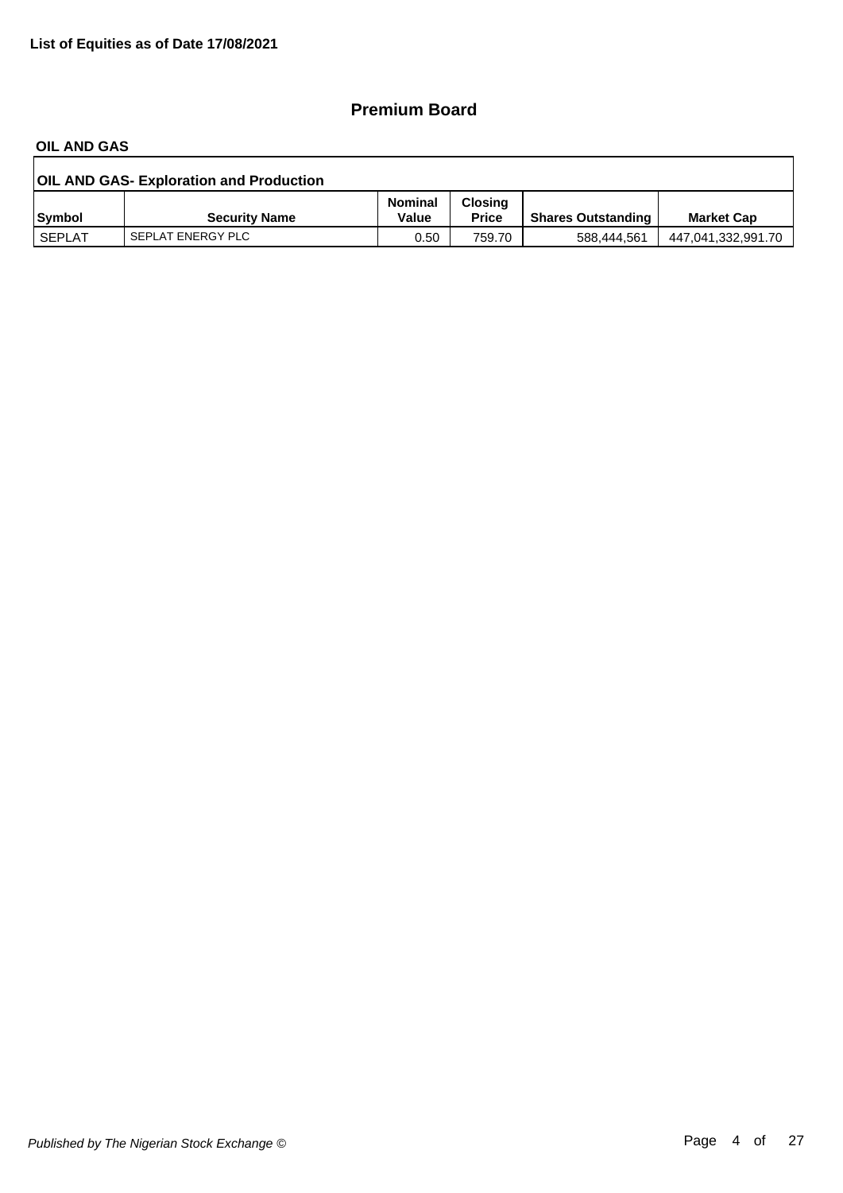**List of Equities as of Date 17/08/2021**

## Premium Board

### OIL AND GAS

| OIL AND GAS- Exploration and Production | | | | | |
|---|---|---|---|---|---|
| Symbol | Security Name | Nominal Value | Closing Price | Shares Outstanding | Market Cap |
| SEPLAT | SEPLAT ENERGY PLC | 0.50 | 759.70 | 588,444,561 | 447,041,332,991.70 |

*Published by The Nigerian Stock Exchange ©*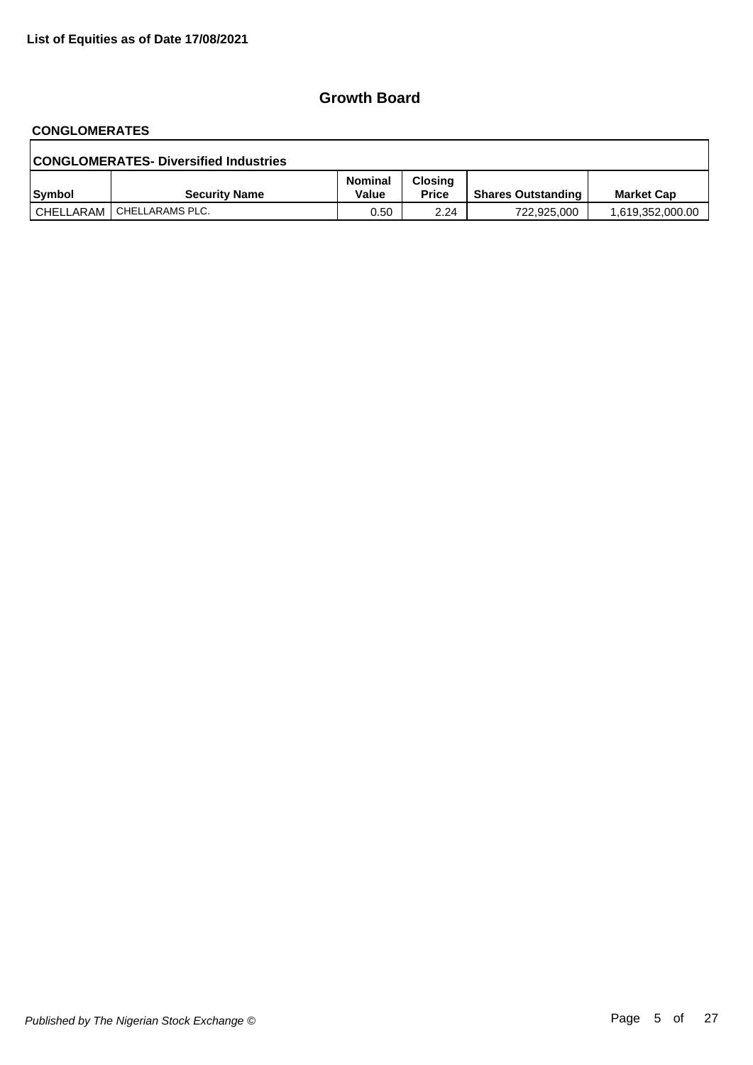**List of Equities as of Date 17/08/2021**

## Growth Board

### CONGLOMERATES

| CONGLOMERATES- Diversified Industries | | | | | |
|---|---|---|---|---|---|
| **Symbol** | **Security Name** | **Nominal Value** | **Closing Price** | **Shares Outstanding** | **Market Cap** |
| CHELLARAM | CHELLARAMS PLC. | 0.50 | 2.24 | 722,925,000 | 1,619,352,000.00 |

*Published by The Nigerian Stock Exchange ©*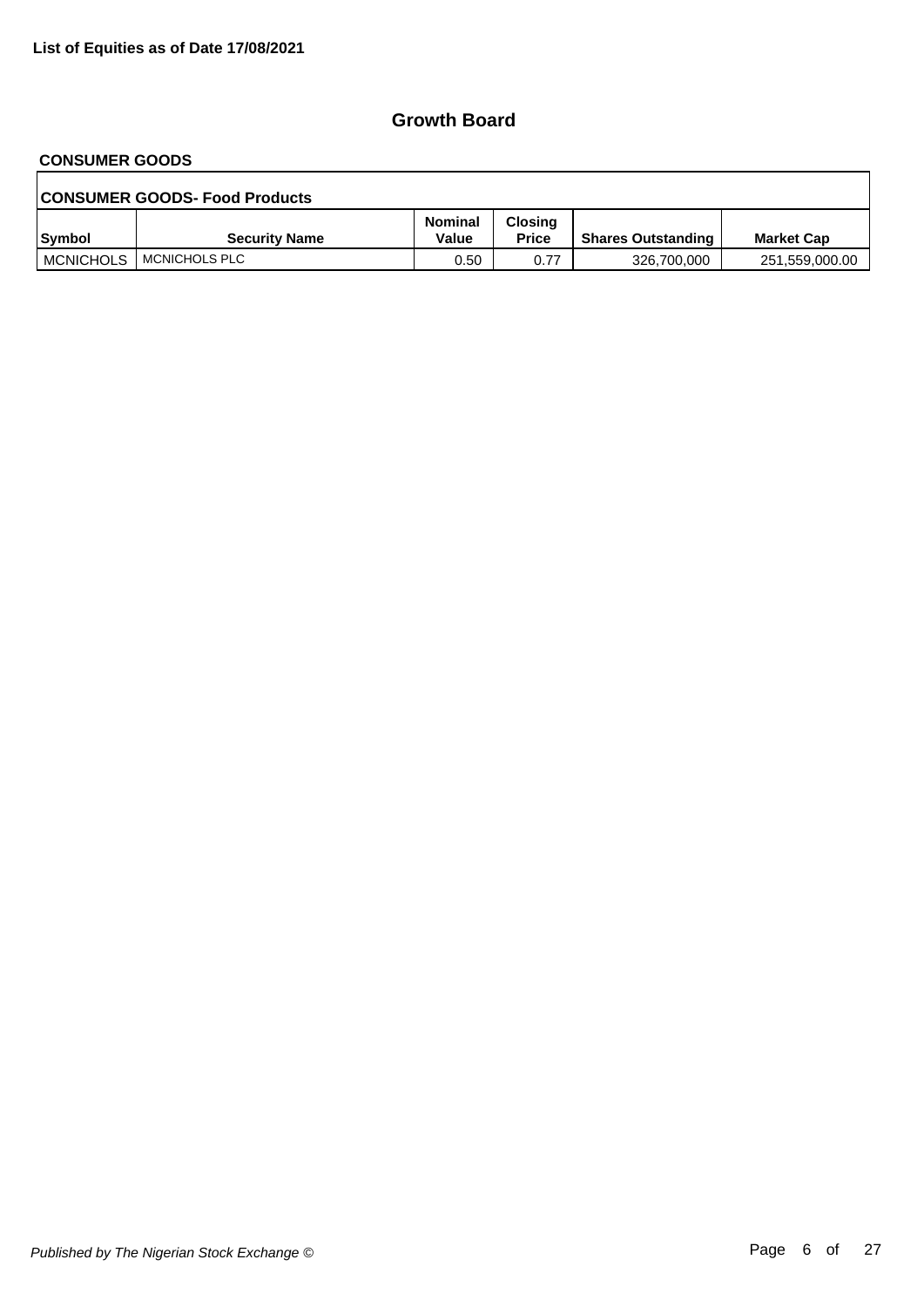**List of Equities as of Date 17/08/2021**

## Growth Board

### CONSUMER GOODS

**CONSUMER GOODS- Food Products**

| Symbol | Security Name | Nominal Value | Closing Price | Shares Outstanding | Market Cap |
|---|---|---|---|---|---|
| MCNICHOLS | MCNICHOLS PLC | 0.50 | 0.77 | 326,700,000 | 251,559,000.00 |

*Published by The Nigerian Stock Exchange ©*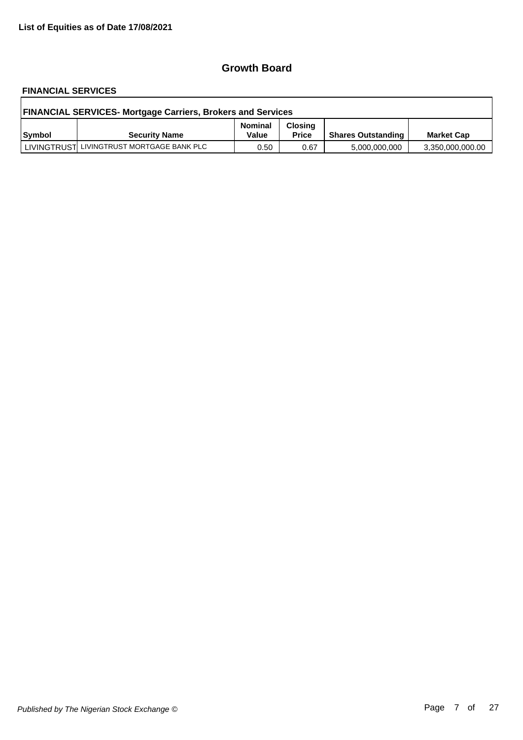**List of Equities as of Date 17/08/2021**

## Growth Board

### FINANCIAL SERVICES

| FINANCIAL SERVICES- Mortgage Carriers, Brokers and Services | | | | | |
|---|---|---|---|---|---|
| Symbol | Security Name | Nominal Value | Closing Price | Shares Outstanding | Market Cap |
| LIVINGTRUST | LIVINGTRUST MORTGAGE BANK PLC | 0.50 | 0.67 | 5,000,000,000 | 3,350,000,000.00 |

*Published by The Nigerian Stock Exchange ©*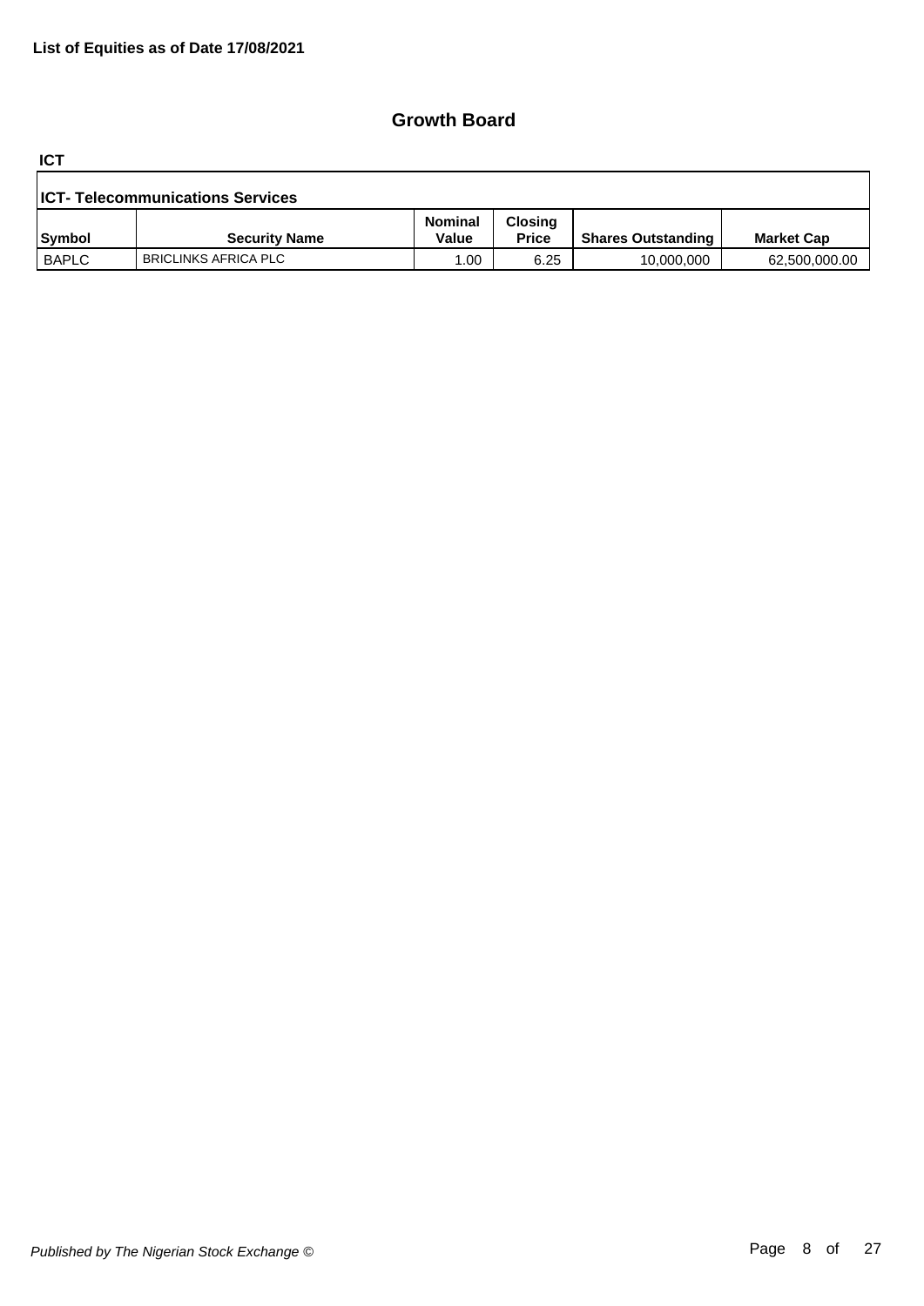**List of Equities as of Date 17/08/2021**

## Growth Board

**ICT**

**ICT- Telecommunications Services**

| Symbol | Security Name | Nominal Value | Closing Price | Shares Outstanding | Market Cap |
|---|---|---|---|---|---|
| BAPLC | BRICLINKS AFRICA PLC | 1.00 | 6.25 | 10,000,000 | 62,500,000.00 |

*Published by The Nigerian Stock Exchange ©*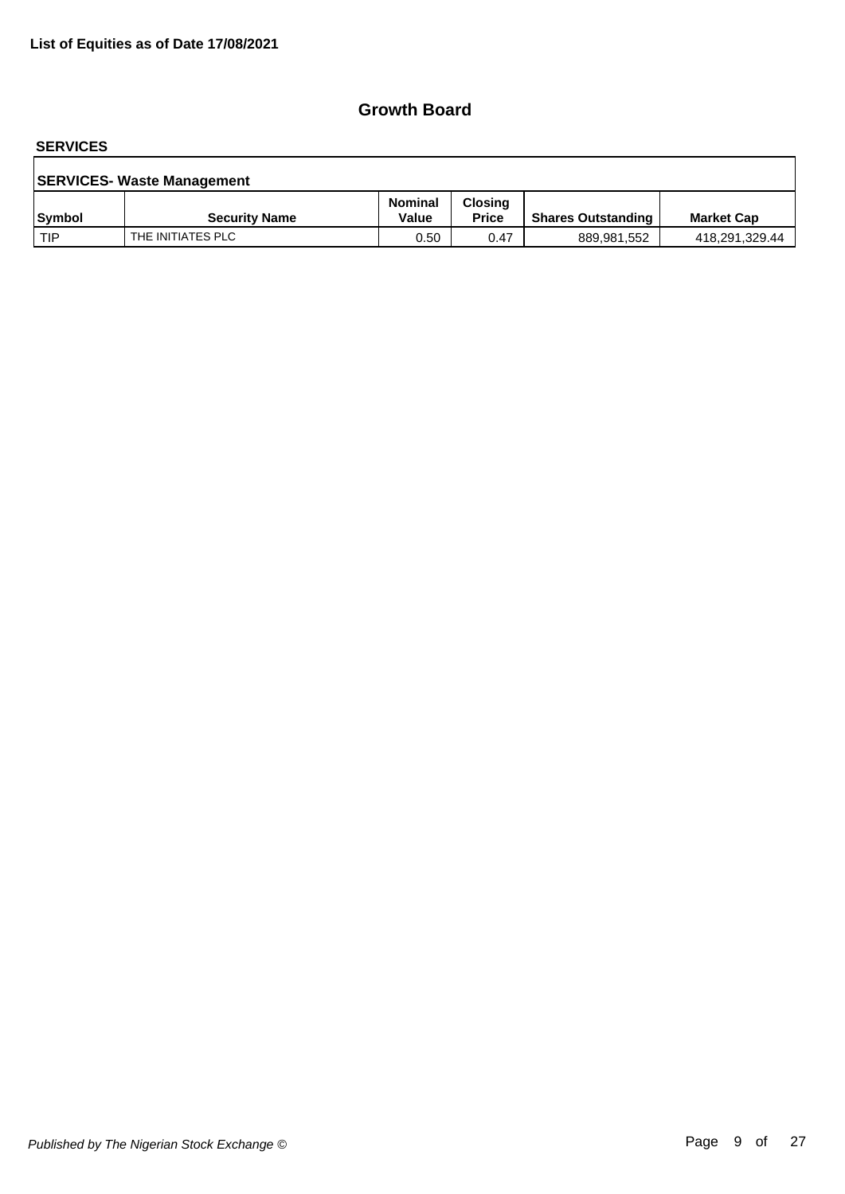**List of Equities as of Date 17/08/2021**

## Growth Board

### SERVICES

| SERVICES- Waste Management | | | | | |
|---|---|---|---|---|---|
| **Symbol** | **Security Name** | **Nominal Value** | **Closing Price** | **Shares Outstanding** | **Market Cap** |
| TIP | THE INITIATES PLC | 0.50 | 0.47 | 889,981,552 | 418,291,329.44 |

*Published by The Nigerian Stock Exchange ©*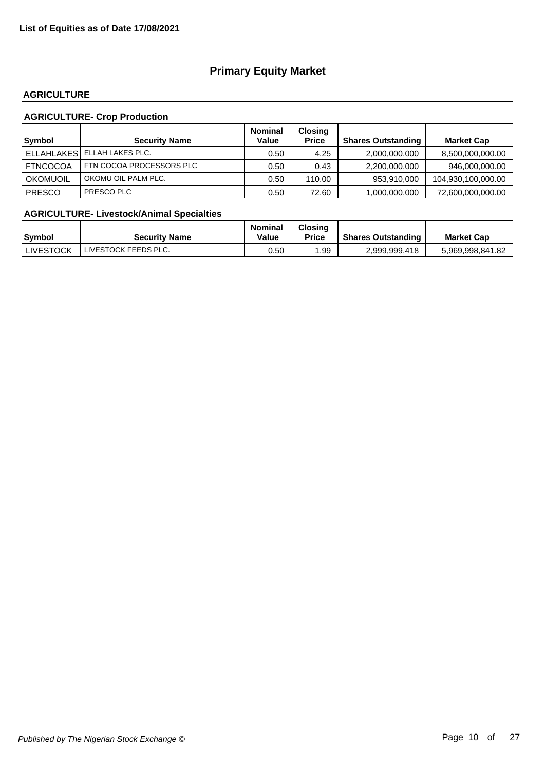**List of Equities as of Date 17/08/2021**

## Primary Equity Market

### AGRICULTURE

#### AGRICULTURE- Crop Production

| Symbol | Security Name | Nominal Value | Closing Price | Shares Outstanding | Market Cap |
|---|---|---|---|---|---|
| ELLAHLAKES | ELLAH LAKES PLC. | 0.50 | 4.25 | 2,000,000,000 | 8,500,000,000.00 |
| FTNCOCOA | FTN COCOA PROCESSORS PLC | 0.50 | 0.43 | 2,200,000,000 | 946,000,000.00 |
| OKOMUOIL | OKOMU OIL PALM PLC. | 0.50 | 110.00 | 953,910,000 | 104,930,100,000.00 |
| PRESCO | PRESCO PLC | 0.50 | 72.60 | 1,000,000,000 | 72,600,000,000.00 |

#### AGRICULTURE- Livestock/Animal Specialties

| Symbol | Security Name | Nominal Value | Closing Price | Shares Outstanding | Market Cap |
|---|---|---|---|---|---|
| LIVESTOCK | LIVESTOCK FEEDS PLC. | 0.50 | 1.99 | 2,999,999,418 | 5,969,998,841.82 |

*Published by The Nigerian Stock Exchange ©*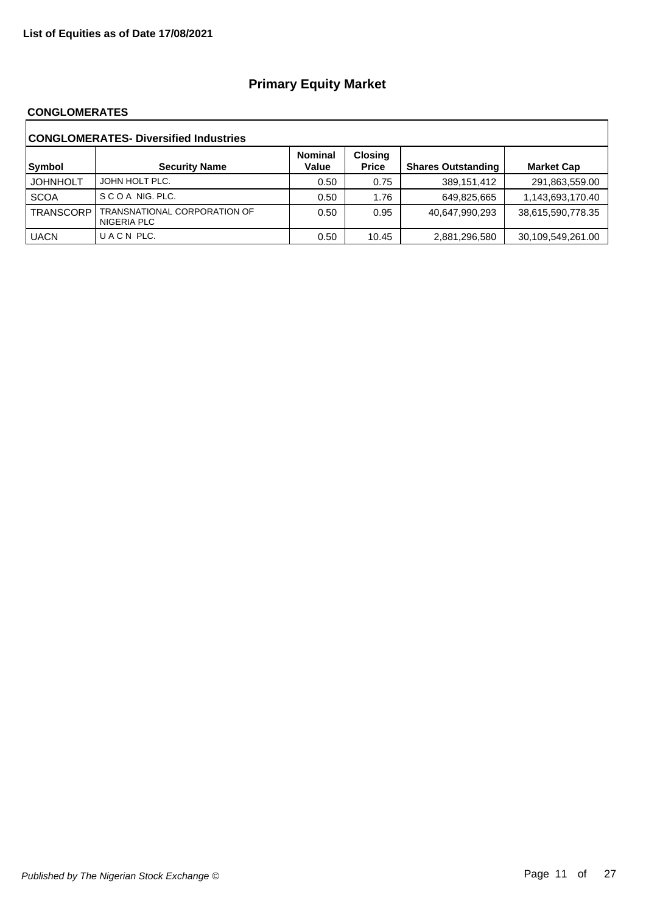**List of Equities as of Date 17/08/2021**

# Primary Equity Market

## CONGLOMERATES

### CONGLOMERATES- Diversified Industries

| Symbol | Security Name | Nominal Value | Closing Price | Shares Outstanding | Market Cap |
|---|---|---|---|---|---|
| JOHNHOLT | JOHN HOLT PLC. | 0.50 | 0.75 | 389,151,412 | 291,863,559.00 |
| SCOA | S C O A NIG. PLC. | 0.50 | 1.76 | 649,825,665 | 1,143,693,170.40 |
| TRANSCORP | TRANSNATIONAL CORPORATION OF NIGERIA PLC | 0.50 | 0.95 | 40,647,990,293 | 38,615,590,778.35 |
| UACN | U A C N PLC. | 0.50 | 10.45 | 2,881,296,580 | 30,109,549,261.00 |

*Published by The Nigerian Stock Exchange ©*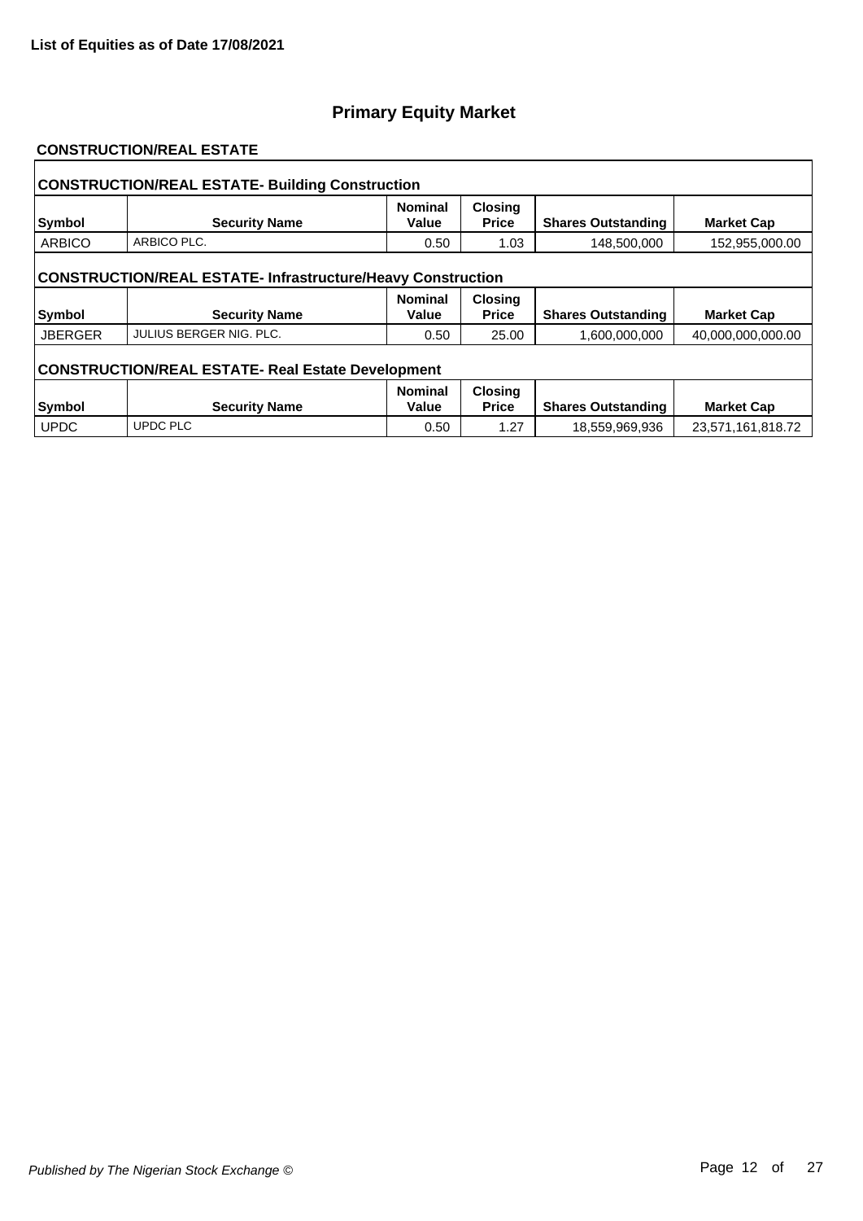**List of Equities as of Date 17/08/2021**

# Primary Equity Market

## CONSTRUCTION/REAL ESTATE

### CONSTRUCTION/REAL ESTATE- Building Construction

| Symbol | Security Name | Nominal Value | Closing Price | Shares Outstanding | Market Cap |
|---|---|---|---|---|---|
| ARBICO | ARBICO PLC. | 0.50 | 1.03 | 148,500,000 | 152,955,000.00 |

### CONSTRUCTION/REAL ESTATE- Infrastructure/Heavy Construction

| Symbol | Security Name | Nominal Value | Closing Price | Shares Outstanding | Market Cap |
|---|---|---|---|---|---|
| JBERGER | JULIUS BERGER NIG. PLC. | 0.50 | 25.00 | 1,600,000,000 | 40,000,000,000.00 |

### CONSTRUCTION/REAL ESTATE- Real Estate Development

| Symbol | Security Name | Nominal Value | Closing Price | Shares Outstanding | Market Cap |
|---|---|---|---|---|---|
| UPDC | UPDC PLC | 0.50 | 1.27 | 18,559,969,936 | 23,571,161,818.72 |

*Published by The Nigerian Stock Exchange ©*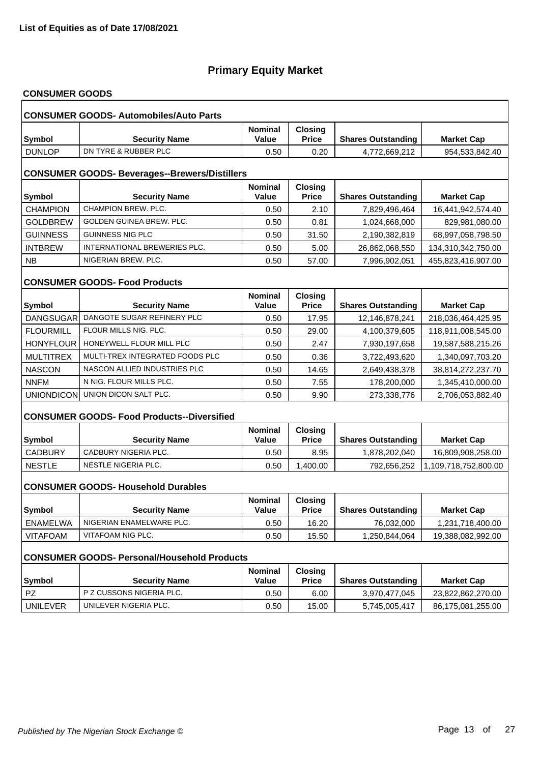**List of Equities as of Date 17/08/2021**

# Primary Equity Market

## CONSUMER GOODS

### CONSUMER GOODS- Automobiles/Auto Parts

| Symbol | Security Name | Nominal Value | Closing Price | Shares Outstanding | Market Cap |
|---|---|---|---|---|---|
| DUNLOP | DN TYRE & RUBBER PLC | 0.50 | 0.20 | 4,772,669,212 | 954,533,842.40 |

### CONSUMER GOODS- Beverages--Brewers/Distillers

| Symbol | Security Name | Nominal Value | Closing Price | Shares Outstanding | Market Cap |
|---|---|---|---|---|---|
| CHAMPION | CHAMPION BREW. PLC. | 0.50 | 2.10 | 7,829,496,464 | 16,441,942,574.40 |
| GOLDBREW | GOLDEN GUINEA BREW. PLC. | 0.50 | 0.81 | 1,024,668,000 | 829,981,080.00 |
| GUINNESS | GUINNESS NIG PLC | 0.50 | 31.50 | 2,190,382,819 | 68,997,058,798.50 |
| INTBREW | INTERNATIONAL BREWERIES PLC. | 0.50 | 5.00 | 26,862,068,550 | 134,310,342,750.00 |
| NB | NIGERIAN BREW. PLC. | 0.50 | 57.00 | 7,996,902,051 | 455,823,416,907.00 |

### CONSUMER GOODS- Food Products

| Symbol | Security Name | Nominal Value | Closing Price | Shares Outstanding | Market Cap |
|---|---|---|---|---|---|
| DANGSUGAR | DANGOTE SUGAR REFINERY PLC | 0.50 | 17.95 | 12,146,878,241 | 218,036,464,425.95 |
| FLOURMILL | FLOUR MILLS NIG. PLC. | 0.50 | 29.00 | 4,100,379,605 | 118,911,008,545.00 |
| HONYFLOUR | HONEYWELL FLOUR MILL PLC | 0.50 | 2.47 | 7,930,197,658 | 19,587,588,215.26 |
| MULTITREX | MULTI-TREX INTEGRATED FOODS PLC | 0.50 | 0.36 | 3,722,493,620 | 1,340,097,703.20 |
| NASCON | NASCON ALLIED INDUSTRIES PLC | 0.50 | 14.65 | 2,649,438,378 | 38,814,272,237.70 |
| NNFM | N NIG. FLOUR MILLS PLC. | 0.50 | 7.55 | 178,200,000 | 1,345,410,000.00 |
| UNIONDICON | UNION DICON SALT PLC. | 0.50 | 9.90 | 273,338,776 | 2,706,053,882.40 |

### CONSUMER GOODS- Food Products--Diversified

| Symbol | Security Name | Nominal Value | Closing Price | Shares Outstanding | Market Cap |
|---|---|---|---|---|---|
| CADBURY | CADBURY NIGERIA PLC. | 0.50 | 8.95 | 1,878,202,040 | 16,809,908,258.00 |
| NESTLE | NESTLE NIGERIA PLC. | 0.50 | 1,400.00 | 792,656,252 | 1,109,718,752,800.00 |

### CONSUMER GOODS- Household Durables

| Symbol | Security Name | Nominal Value | Closing Price | Shares Outstanding | Market Cap |
|---|---|---|---|---|---|
| ENAMELWA | NIGERIAN ENAMELWARE PLC. | 0.50 | 16.20 | 76,032,000 | 1,231,718,400.00 |
| VITAFOAM | VITAFOAM NIG PLC. | 0.50 | 15.50 | 1,250,844,064 | 19,388,082,992.00 |

### CONSUMER GOODS- Personal/Household Products

| Symbol | Security Name | Nominal Value | Closing Price | Shares Outstanding | Market Cap |
|---|---|---|---|---|---|
| PZ | P Z CUSSONS NIGERIA PLC. | 0.50 | 6.00 | 3,970,477,045 | 23,822,862,270.00 |
| UNILEVER | UNILEVER NIGERIA PLC. | 0.50 | 15.00 | 5,745,005,417 | 86,175,081,255.00 |

*Published by The Nigerian Stock Exchange ©*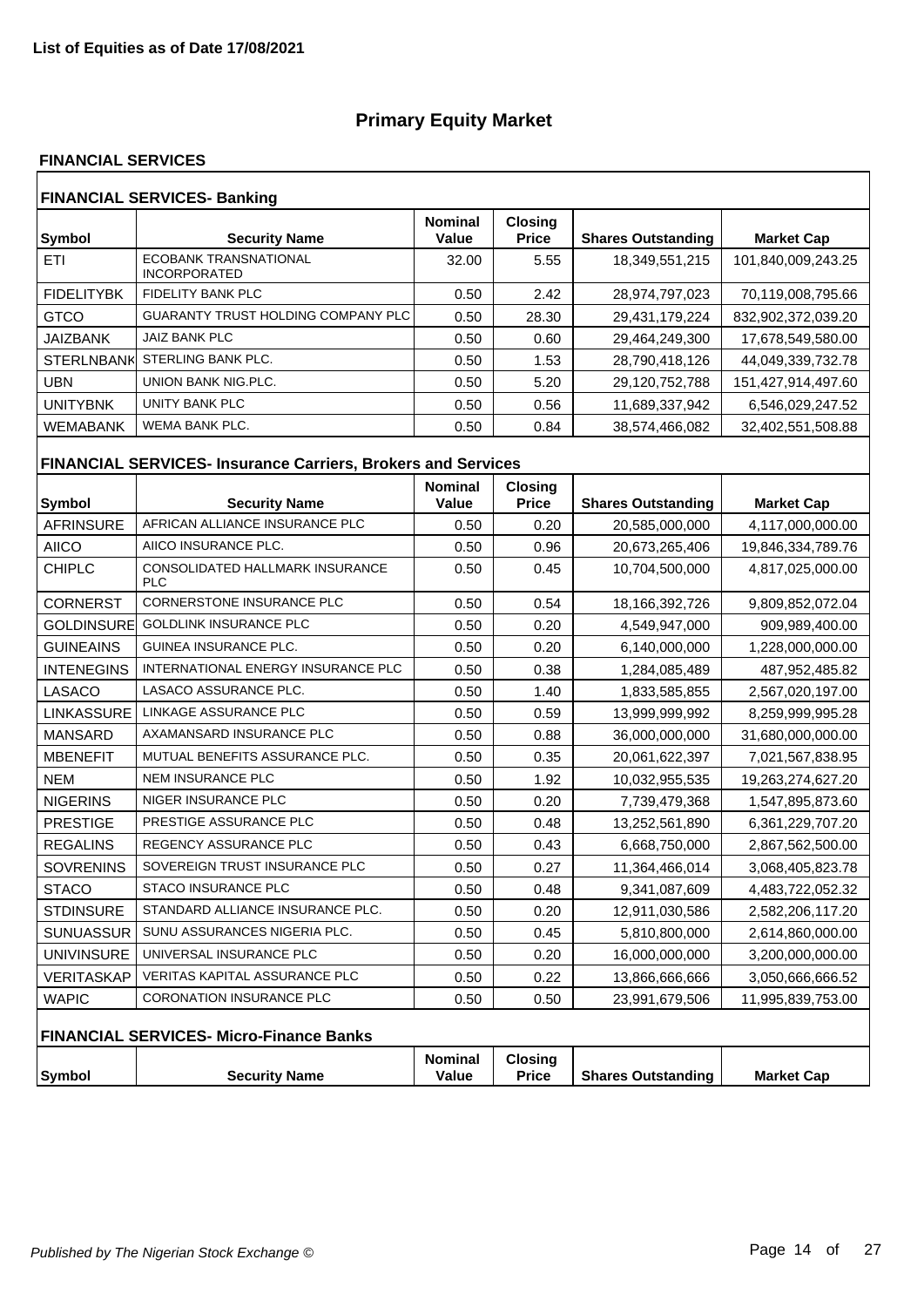**List of Equities as of Date 17/08/2021**

# Primary Equity Market

## FINANCIAL SERVICES

### FINANCIAL SERVICES- Banking

| Symbol | Security Name | Nominal Value | Closing Price | Shares Outstanding | Market Cap |
|---|---|---|---|---|---|
| ETI | ECOBANK TRANSNATIONAL INCORPORATED | 32.00 | 5.55 | 18,349,551,215 | 101,840,009,243.25 |
| FIDELITYBK | FIDELITY BANK PLC | 0.50 | 2.42 | 28,974,797,023 | 70,119,008,795.66 |
| GTCO | GUARANTY TRUST HOLDING COMPANY PLC | 0.50 | 28.30 | 29,431,179,224 | 832,902,372,039.20 |
| JAIZBANK | JAIZ BANK PLC | 0.50 | 0.60 | 29,464,249,300 | 17,678,549,580.00 |
| STERLNBANK | STERLING BANK PLC. | 0.50 | 1.53 | 28,790,418,126 | 44,049,339,732.78 |
| UBN | UNION BANK NIG.PLC. | 0.50 | 5.20 | 29,120,752,788 | 151,427,914,497.60 |
| UNITYBNK | UNITY BANK PLC | 0.50 | 0.56 | 11,689,337,942 | 6,546,029,247.52 |
| WEMABANK | WEMA BANK PLC. | 0.50 | 0.84 | 38,574,466,082 | 32,402,551,508.88 |

### FINANCIAL SERVICES- Insurance Carriers, Brokers and Services

| Symbol | Security Name | Nominal Value | Closing Price | Shares Outstanding | Market Cap |
|---|---|---|---|---|---|
| AFRINSURE | AFRICAN ALLIANCE INSURANCE PLC | 0.50 | 0.20 | 20,585,000,000 | 4,117,000,000.00 |
| AIICO | AIICO INSURANCE PLC. | 0.50 | 0.96 | 20,673,265,406 | 19,846,334,789.76 |
| CHIPLC | CONSOLIDATED HALLMARK INSURANCE PLC | 0.50 | 0.45 | 10,704,500,000 | 4,817,025,000.00 |
| CORNERST | CORNERSTONE INSURANCE PLC | 0.50 | 0.54 | 18,166,392,726 | 9,809,852,072.04 |
| GOLDINSURE | GOLDLINK INSURANCE PLC | 0.50 | 0.20 | 4,549,947,000 | 909,989,400.00 |
| GUINEAINS | GUINEA INSURANCE PLC. | 0.50 | 0.20 | 6,140,000,000 | 1,228,000,000.00 |
| INTENEGINS | INTERNATIONAL ENERGY INSURANCE PLC | 0.50 | 0.38 | 1,284,085,489 | 487,952,485.82 |
| LASACO | LASACO ASSURANCE PLC. | 0.50 | 1.40 | 1,833,585,855 | 2,567,020,197.00 |
| LINKASSURE | LINKAGE ASSURANCE PLC | 0.50 | 0.59 | 13,999,999,992 | 8,259,999,995.28 |
| MANSARD | AXAMANSARD INSURANCE PLC | 0.50 | 0.88 | 36,000,000,000 | 31,680,000,000.00 |
| MBENEFIT | MUTUAL BENEFITS ASSURANCE PLC. | 0.50 | 0.35 | 20,061,622,397 | 7,021,567,838.95 |
| NEM | NEM INSURANCE PLC | 0.50 | 1.92 | 10,032,955,535 | 19,263,274,627.20 |
| NIGERINS | NIGER INSURANCE PLC | 0.50 | 0.20 | 7,739,479,368 | 1,547,895,873.60 |
| PRESTIGE | PRESTIGE ASSURANCE PLC | 0.50 | 0.48 | 13,252,561,890 | 6,361,229,707.20 |
| REGALINS | REGENCY ASSURANCE PLC | 0.50 | 0.43 | 6,668,750,000 | 2,867,562,500.00 |
| SOVRENINS | SOVEREIGN TRUST INSURANCE PLC | 0.50 | 0.27 | 11,364,466,014 | 3,068,405,823.78 |
| STACO | STACO INSURANCE PLC | 0.50 | 0.48 | 9,341,087,609 | 4,483,722,052.32 |
| STDINSURE | STANDARD ALLIANCE INSURANCE PLC. | 0.50 | 0.20 | 12,911,030,586 | 2,582,206,117.20 |
| SUNUASSUR | SUNU ASSURANCES NIGERIA PLC. | 0.50 | 0.45 | 5,810,800,000 | 2,614,860,000.00 |
| UNIVINSURE | UNIVERSAL INSURANCE PLC | 0.50 | 0.20 | 16,000,000,000 | 3,200,000,000.00 |
| VERITASKAP | VERITAS KAPITAL ASSURANCE PLC | 0.50 | 0.22 | 13,866,666,666 | 3,050,666,666.52 |
| WAPIC | CORONATION INSURANCE PLC | 0.50 | 0.50 | 23,991,679,506 | 11,995,839,753.00 |

### FINANCIAL SERVICES- Micro-Finance Banks

| Symbol | Security Name | Nominal Value | Closing Price | Shares Outstanding | Market Cap |
|---|---|---|---|---|---|

*Published by The Nigerian Stock Exchange ©*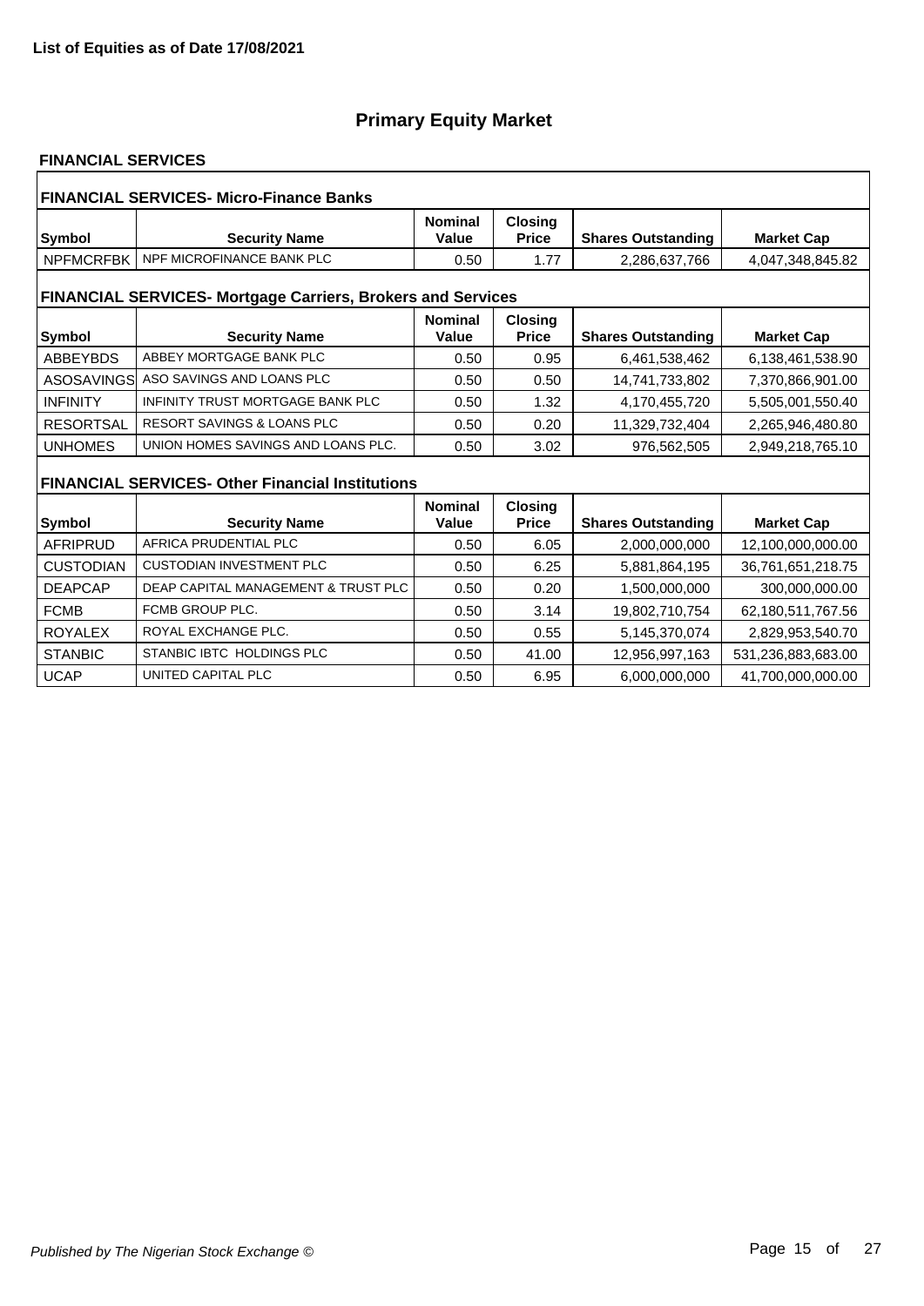**List of Equities as of Date 17/08/2021**

# Primary Equity Market

## FINANCIAL SERVICES

### FINANCIAL SERVICES- Micro-Finance Banks

| Symbol | Security Name | Nominal Value | Closing Price | Shares Outstanding | Market Cap |
|---|---|---|---|---|---|
| NPFMCRFBK | NPF MICROFINANCE BANK PLC | 0.50 | 1.77 | 2,286,637,766 | 4,047,348,845.82 |

### FINANCIAL SERVICES- Mortgage Carriers, Brokers and Services

| Symbol | Security Name | Nominal Value | Closing Price | Shares Outstanding | Market Cap |
|---|---|---|---|---|---|
| ABBEYBDS | ABBEY MORTGAGE BANK PLC | 0.50 | 0.95 | 6,461,538,462 | 6,138,461,538.90 |
| ASOSAVINGS | ASO SAVINGS AND LOANS PLC | 0.50 | 0.50 | 14,741,733,802 | 7,370,866,901.00 |
| INFINITY | INFINITY TRUST MORTGAGE BANK PLC | 0.50 | 1.32 | 4,170,455,720 | 5,505,001,550.40 |
| RESORTSAL | RESORT SAVINGS & LOANS PLC | 0.50 | 0.20 | 11,329,732,404 | 2,265,946,480.80 |
| UNHOMES | UNION HOMES SAVINGS AND LOANS PLC. | 0.50 | 3.02 | 976,562,505 | 2,949,218,765.10 |

### FINANCIAL SERVICES- Other Financial Institutions

| Symbol | Security Name | Nominal Value | Closing Price | Shares Outstanding | Market Cap |
|---|---|---|---|---|---|
| AFRIPRUD | AFRICA PRUDENTIAL PLC | 0.50 | 6.05 | 2,000,000,000 | 12,100,000,000.00 |
| CUSTODIAN | CUSTODIAN INVESTMENT PLC | 0.50 | 6.25 | 5,881,864,195 | 36,761,651,218.75 |
| DEAPCAP | DEAP CAPITAL MANAGEMENT & TRUST PLC | 0.50 | 0.20 | 1,500,000,000 | 300,000,000.00 |
| FCMB | FCMB GROUP PLC. | 0.50 | 3.14 | 19,802,710,754 | 62,180,511,767.56 |
| ROYALEX | ROYAL EXCHANGE PLC. | 0.50 | 0.55 | 5,145,370,074 | 2,829,953,540.70 |
| STANBIC | STANBIC IBTC HOLDINGS PLC | 0.50 | 41.00 | 12,956,997,163 | 531,236,883,683.00 |
| UCAP | UNITED CAPITAL PLC | 0.50 | 6.95 | 6,000,000,000 | 41,700,000,000.00 |

*Published by The Nigerian Stock Exchange ©*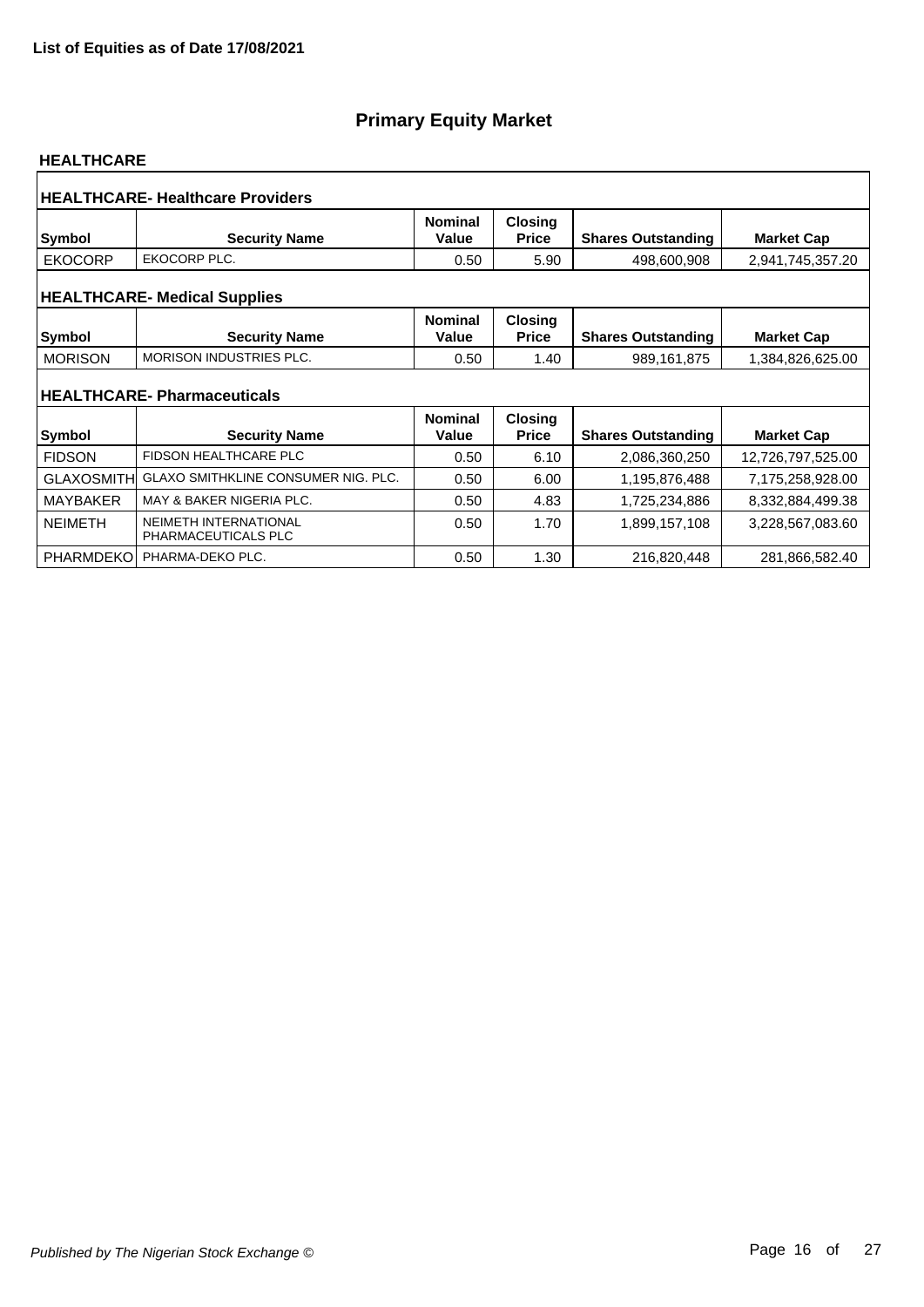**List of Equities as of Date 17/08/2021**

# Primary Equity Market

## HEALTHCARE

### HEALTHCARE- Healthcare Providers

| Symbol | Security Name | Nominal Value | Closing Price | Shares Outstanding | Market Cap |
|---|---|---|---|---|---|
| EKOCORP | EKOCORP PLC. | 0.50 | 5.90 | 498,600,908 | 2,941,745,357.20 |

### HEALTHCARE- Medical Supplies

| Symbol | Security Name | Nominal Value | Closing Price | Shares Outstanding | Market Cap |
|---|---|---|---|---|---|
| MORISON | MORISON INDUSTRIES PLC. | 0.50 | 1.40 | 989,161,875 | 1,384,826,625.00 |

### HEALTHCARE- Pharmaceuticals

| Symbol | Security Name | Nominal Value | Closing Price | Shares Outstanding | Market Cap |
|---|---|---|---|---|---|
| FIDSON | FIDSON HEALTHCARE PLC | 0.50 | 6.10 | 2,086,360,250 | 12,726,797,525.00 |
| GLAXOSMITH | GLAXO SMITHKLINE CONSUMER NIG. PLC. | 0.50 | 6.00 | 1,195,876,488 | 7,175,258,928.00 |
| MAYBAKER | MAY & BAKER NIGERIA PLC. | 0.50 | 4.83 | 1,725,234,886 | 8,332,884,499.38 |
| NEIMETH | NEIMETH INTERNATIONAL PHARMACEUTICALS PLC | 0.50 | 1.70 | 1,899,157,108 | 3,228,567,083.60 |
| PHARMDEKO | PHARMA-DEKO PLC. | 0.50 | 1.30 | 216,820,448 | 281,866,582.40 |

*Published by The Nigerian Stock Exchange ©*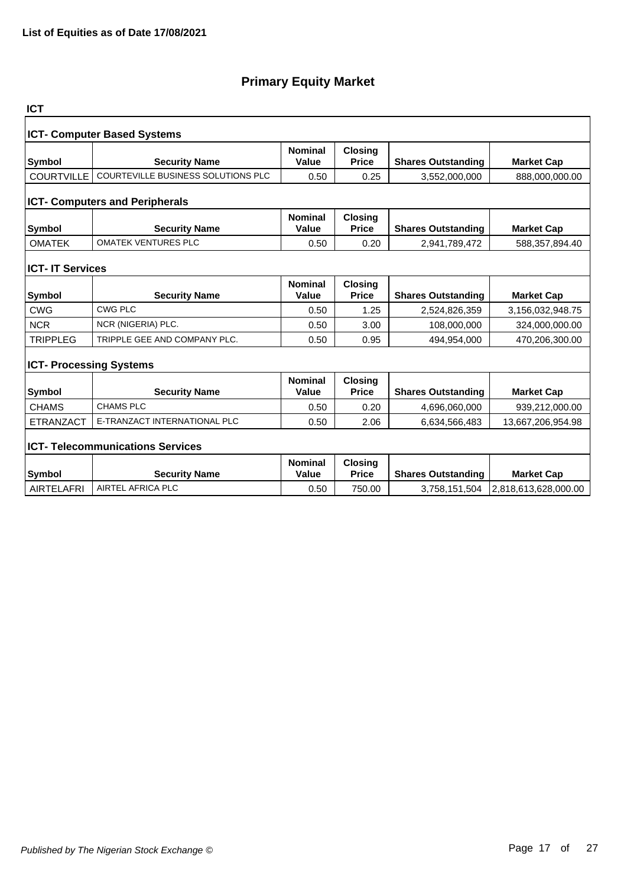**List of Equities as of Date 17/08/2021**

# Primary Equity Market

## ICT

### ICT- Computer Based Systems

| Symbol | Security Name | Nominal Value | Closing Price | Shares Outstanding | Market Cap |
|---|---|---|---|---|---|
| COURTVILLE | COURTEVILLE BUSINESS SOLUTIONS PLC | 0.50 | 0.25 | 3,552,000,000 | 888,000,000.00 |

### ICT- Computers and Peripherals

| Symbol | Security Name | Nominal Value | Closing Price | Shares Outstanding | Market Cap |
|---|---|---|---|---|---|
| OMATEK | OMATEK VENTURES PLC | 0.50 | 0.20 | 2,941,789,472 | 588,357,894.40 |

### ICT- IT Services

| Symbol | Security Name | Nominal Value | Closing Price | Shares Outstanding | Market Cap |
|---|---|---|---|---|---|
| CWG | CWG PLC | 0.50 | 1.25 | 2,524,826,359 | 3,156,032,948.75 |
| NCR | NCR (NIGERIA) PLC. | 0.50 | 3.00 | 108,000,000 | 324,000,000.00 |
| TRIPPLEG | TRIPPLE GEE AND COMPANY PLC. | 0.50 | 0.95 | 494,954,000 | 470,206,300.00 |

### ICT- Processing Systems

| Symbol | Security Name | Nominal Value | Closing Price | Shares Outstanding | Market Cap |
|---|---|---|---|---|---|
| CHAMS | CHAMS PLC | 0.50 | 0.20 | 4,696,060,000 | 939,212,000.00 |
| ETRANZACT | E-TRANZACT INTERNATIONAL PLC | 0.50 | 2.06 | 6,634,566,483 | 13,667,206,954.98 |

### ICT- Telecommunications Services

| Symbol | Security Name | Nominal Value | Closing Price | Shares Outstanding | Market Cap |
|---|---|---|---|---|---|
| AIRTELAFRI | AIRTEL AFRICA PLC | 0.50 | 750.00 | 3,758,151,504 | 2,818,613,628,000.00 |

*Published by The Nigerian Stock Exchange ©*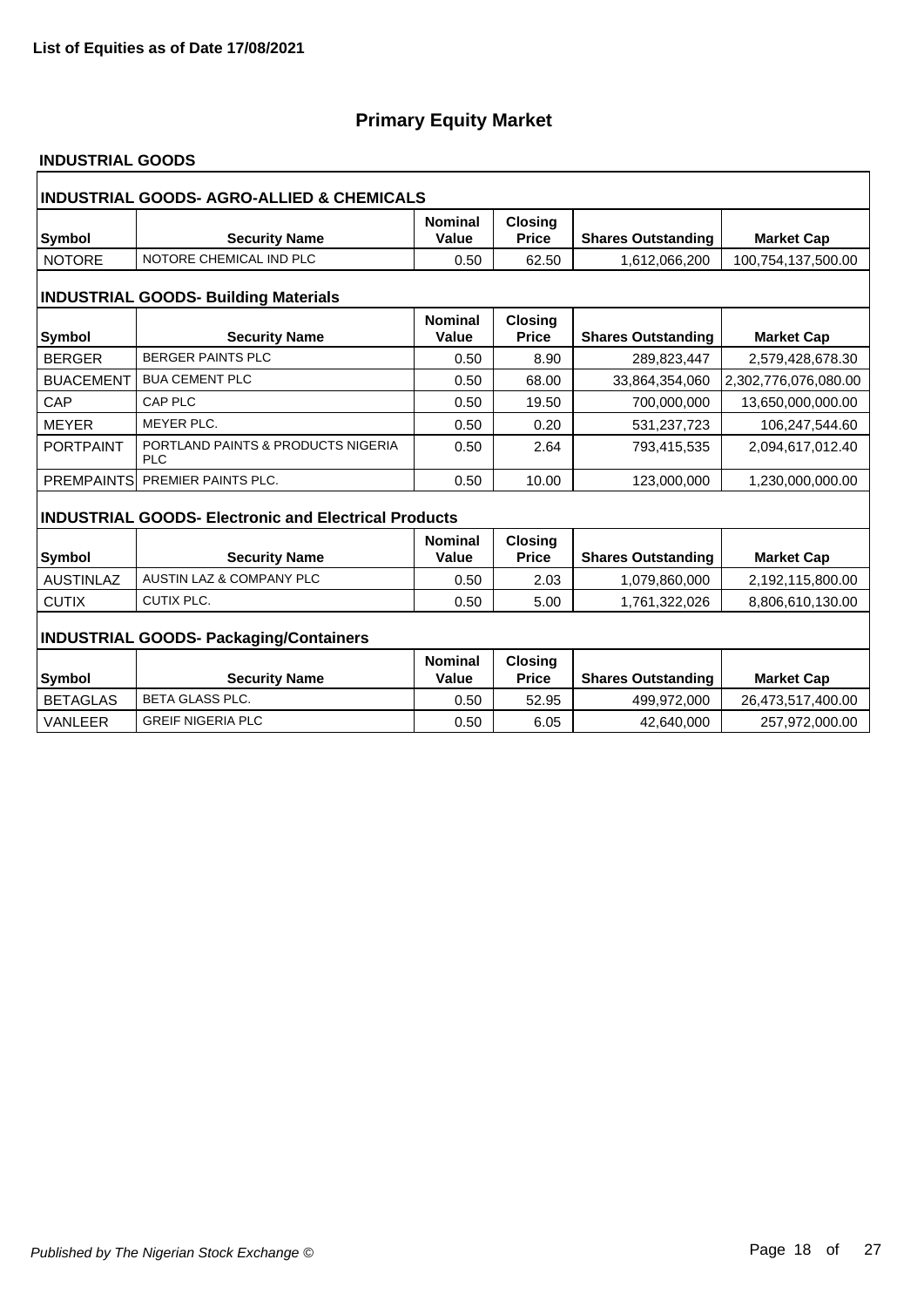**List of Equities as of Date 17/08/2021**

# Primary Equity Market

## INDUSTRIAL GOODS

### INDUSTRIAL GOODS- AGRO-ALLIED & CHEMICALS

| Symbol | Security Name | Nominal Value | Closing Price | Shares Outstanding | Market Cap |
|---|---|---|---|---|---|
| NOTORE | NOTORE CHEMICAL IND PLC | 0.50 | 62.50 | 1,612,066,200 | 100,754,137,500.00 |

### INDUSTRIAL GOODS- Building Materials

| Symbol | Security Name | Nominal Value | Closing Price | Shares Outstanding | Market Cap |
|---|---|---|---|---|---|
| BERGER | BERGER PAINTS PLC | 0.50 | 8.90 | 289,823,447 | 2,579,428,678.30 |
| BUACEMENT | BUA CEMENT PLC | 0.50 | 68.00 | 33,864,354,060 | 2,302,776,076,080.00 |
| CAP | CAP PLC | 0.50 | 19.50 | 700,000,000 | 13,650,000,000.00 |
| MEYER | MEYER PLC. | 0.50 | 0.20 | 531,237,723 | 106,247,544.60 |
| PORTPAINT | PORTLAND PAINTS & PRODUCTS NIGERIA PLC | 0.50 | 2.64 | 793,415,535 | 2,094,617,012.40 |
| PREMPAINTS | PREMIER PAINTS PLC. | 0.50 | 10.00 | 123,000,000 | 1,230,000,000.00 |

### INDUSTRIAL GOODS- Electronic and Electrical Products

| Symbol | Security Name | Nominal Value | Closing Price | Shares Outstanding | Market Cap |
|---|---|---|---|---|---|
| AUSTINLAZ | AUSTIN LAZ & COMPANY PLC | 0.50 | 2.03 | 1,079,860,000 | 2,192,115,800.00 |
| CUTIX | CUTIX PLC. | 0.50 | 5.00 | 1,761,322,026 | 8,806,610,130.00 |

### INDUSTRIAL GOODS- Packaging/Containers

| Symbol | Security Name | Nominal Value | Closing Price | Shares Outstanding | Market Cap |
|---|---|---|---|---|---|
| BETAGLAS | BETA GLASS PLC. | 0.50 | 52.95 | 499,972,000 | 26,473,517,400.00 |
| VANLEER | GREIF NIGERIA PLC | 0.50 | 6.05 | 42,640,000 | 257,972,000.00 |

*Published by The Nigerian Stock Exchange ©*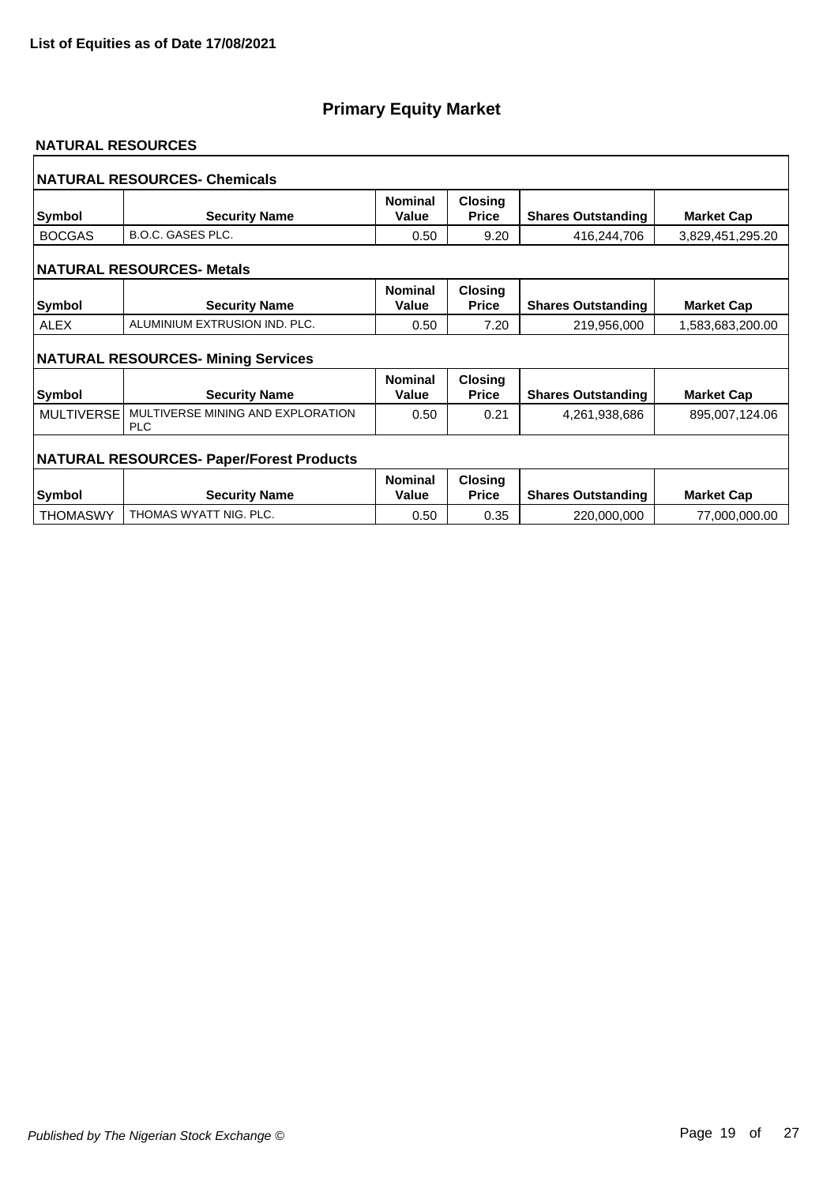**List of Equities as of Date 17/08/2021**

# Primary Equity Market

## NATURAL RESOURCES

### NATURAL RESOURCES- Chemicals

| Symbol | Security Name | Nominal Value | Closing Price | Shares Outstanding | Market Cap |
|---|---|---|---|---|---|
| BOCGAS | B.O.C. GASES PLC. | 0.50 | 9.20 | 416,244,706 | 3,829,451,295.20 |

### NATURAL RESOURCES- Metals

| Symbol | Security Name | Nominal Value | Closing Price | Shares Outstanding | Market Cap |
|---|---|---|---|---|---|
| ALEX | ALUMINIUM EXTRUSION IND. PLC. | 0.50 | 7.20 | 219,956,000 | 1,583,683,200.00 |

### NATURAL RESOURCES- Mining Services

| Symbol | Security Name | Nominal Value | Closing Price | Shares Outstanding | Market Cap |
|---|---|---|---|---|---|
| MULTIVERSE | MULTIVERSE MINING AND EXPLORATION PLC | 0.50 | 0.21 | 4,261,938,686 | 895,007,124.06 |

### NATURAL RESOURCES- Paper/Forest Products

| Symbol | Security Name | Nominal Value | Closing Price | Shares Outstanding | Market Cap |
|---|---|---|---|---|---|
| THOMASWY | THOMAS WYATT NIG. PLC. | 0.50 | 0.35 | 220,000,000 | 77,000,000.00 |

*Published by The Nigerian Stock Exchange ©*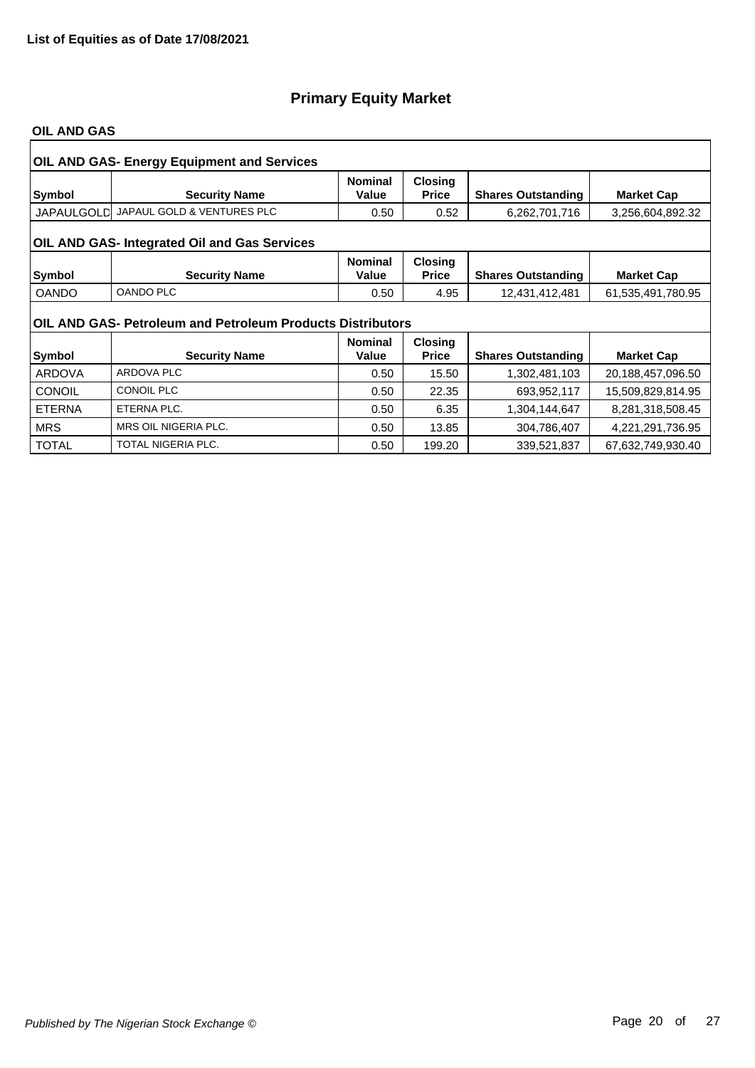**List of Equities as of Date 17/08/2021**

# Primary Equity Market

## OIL AND GAS

### OIL AND GAS- Energy Equipment and Services

| Symbol | Security Name | Nominal Value | Closing Price | Shares Outstanding | Market Cap |
|---|---|---|---|---|---|
| JAPAULGOLD | JAPAUL GOLD & VENTURES PLC | 0.50 | 0.52 | 6,262,701,716 | 3,256,604,892.32 |

### OIL AND GAS- Integrated Oil and Gas Services

| Symbol | Security Name | Nominal Value | Closing Price | Shares Outstanding | Market Cap |
|---|---|---|---|---|---|
| OANDO | OANDO PLC | 0.50 | 4.95 | 12,431,412,481 | 61,535,491,780.95 |

### OIL AND GAS- Petroleum and Petroleum Products Distributors

| Symbol | Security Name | Nominal Value | Closing Price | Shares Outstanding | Market Cap |
|---|---|---|---|---|---|
| ARDOVA | ARDOVA PLC | 0.50 | 15.50 | 1,302,481,103 | 20,188,457,096.50 |
| CONOIL | CONOIL PLC | 0.50 | 22.35 | 693,952,117 | 15,509,829,814.95 |
| ETERNA | ETERNA PLC. | 0.50 | 6.35 | 1,304,144,647 | 8,281,318,508.45 |
| MRS | MRS OIL NIGERIA PLC. | 0.50 | 13.85 | 304,786,407 | 4,221,291,736.95 |
| TOTAL | TOTAL NIGERIA PLC. | 0.50 | 199.20 | 339,521,837 | 67,632,749,930.40 |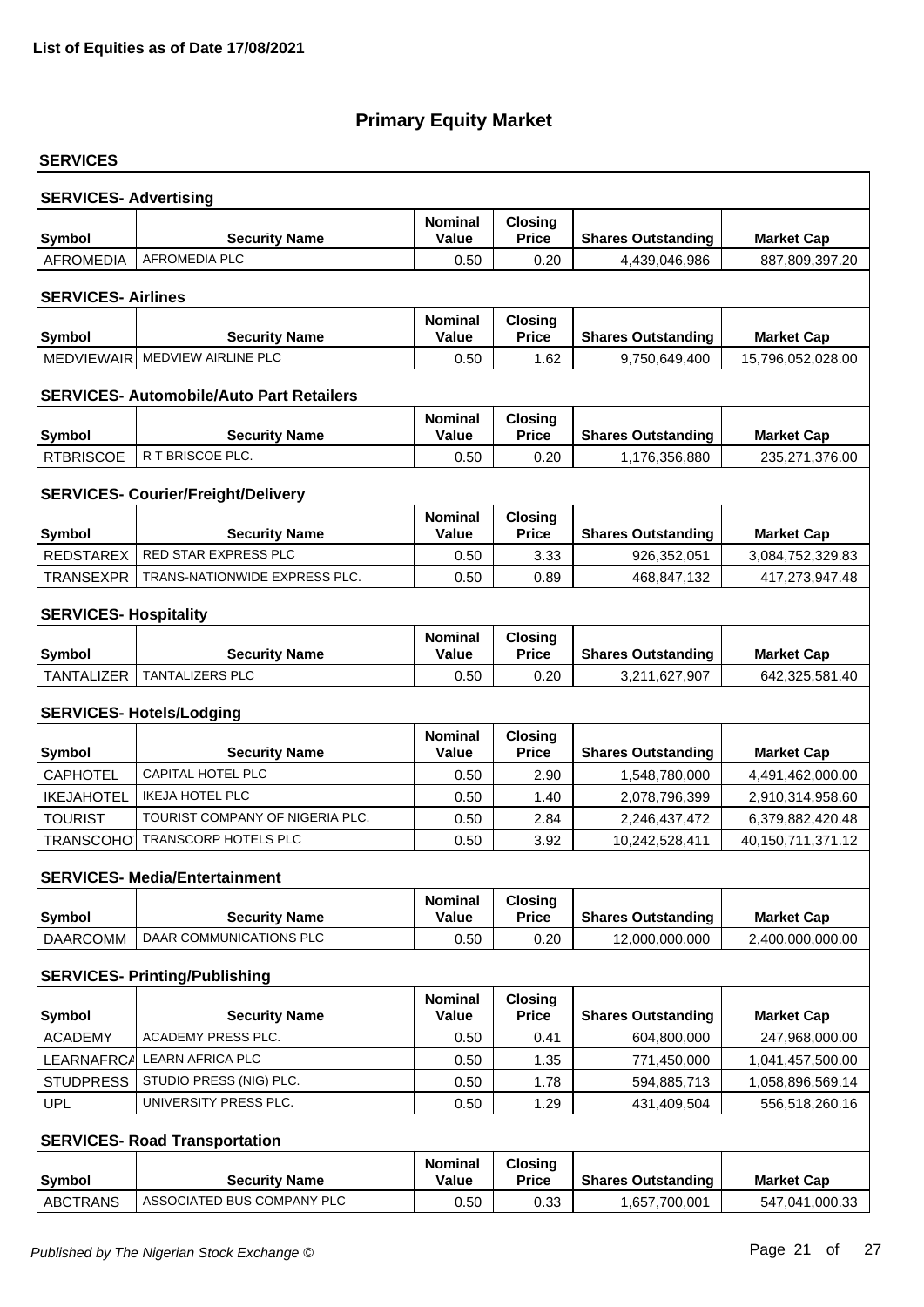**List of Equities as of Date 17/08/2021**

# Primary Equity Market

## SERVICES

### SERVICES- Advertising

| Symbol | Security Name | Nominal Value | Closing Price | Shares Outstanding | Market Cap |
|---|---|---|---|---|---|
| AFROMEDIA | AFROMEDIA PLC | 0.50 | 0.20 | 4,439,046,986 | 887,809,397.20 |

### SERVICES- Airlines

| Symbol | Security Name | Nominal Value | Closing Price | Shares Outstanding | Market Cap |
|---|---|---|---|---|---|
| MEDVIEWAIR | MEDVIEW AIRLINE PLC | 0.50 | 1.62 | 9,750,649,400 | 15,796,052,028.00 |

### SERVICES- Automobile/Auto Part Retailers

| Symbol | Security Name | Nominal Value | Closing Price | Shares Outstanding | Market Cap |
|---|---|---|---|---|---|
| RTBRISCOE | R T BRISCOE PLC. | 0.50 | 0.20 | 1,176,356,880 | 235,271,376.00 |

### SERVICES- Courier/Freight/Delivery

| Symbol | Security Name | Nominal Value | Closing Price | Shares Outstanding | Market Cap |
|---|---|---|---|---|---|
| REDSTAREX | RED STAR EXPRESS PLC | 0.50 | 3.33 | 926,352,051 | 3,084,752,329.83 |
| TRANSEXPR | TRANS-NATIONWIDE EXPRESS PLC. | 0.50 | 0.89 | 468,847,132 | 417,273,947.48 |

### SERVICES- Hospitality

| Symbol | Security Name | Nominal Value | Closing Price | Shares Outstanding | Market Cap |
|---|---|---|---|---|---|
| TANTALIZER | TANTALIZERS PLC | 0.50 | 0.20 | 3,211,627,907 | 642,325,581.40 |

### SERVICES- Hotels/Lodging

| Symbol | Security Name | Nominal Value | Closing Price | Shares Outstanding | Market Cap |
|---|---|---|---|---|---|
| CAPHOTEL | CAPITAL HOTEL PLC | 0.50 | 2.90 | 1,548,780,000 | 4,491,462,000.00 |
| IKEJAHOTEL | IKEJA HOTEL PLC | 0.50 | 1.40 | 2,078,796,399 | 2,910,314,958.60 |
| TOURIST | TOURIST COMPANY OF NIGERIA PLC. | 0.50 | 2.84 | 2,246,437,472 | 6,379,882,420.48 |
| TRANSCOHOT | TRANSCORP HOTELS PLC | 0.50 | 3.92 | 10,242,528,411 | 40,150,711,371.12 |

### SERVICES- Media/Entertainment

| Symbol | Security Name | Nominal Value | Closing Price | Shares Outstanding | Market Cap |
|---|---|---|---|---|---|
| DAARCOMM | DAAR COMMUNICATIONS PLC | 0.50 | 0.20 | 12,000,000,000 | 2,400,000,000.00 |

### SERVICES- Printing/Publishing

| Symbol | Security Name | Nominal Value | Closing Price | Shares Outstanding | Market Cap |
|---|---|---|---|---|---|
| ACADEMY | ACADEMY PRESS PLC. | 0.50 | 0.41 | 604,800,000 | 247,968,000.00 |
| LEARNAFRCA | LEARN AFRICA PLC | 0.50 | 1.35 | 771,450,000 | 1,041,457,500.00 |
| STUDPRESS | STUDIO PRESS (NIG) PLC. | 0.50 | 1.78 | 594,885,713 | 1,058,896,569.14 |
| UPL | UNIVERSITY PRESS PLC. | 0.50 | 1.29 | 431,409,504 | 556,518,260.16 |

### SERVICES- Road Transportation

| Symbol | Security Name | Nominal Value | Closing Price | Shares Outstanding | Market Cap |
|---|---|---|---|---|---|
| ABCTRANS | ASSOCIATED BUS COMPANY PLC | 0.50 | 0.33 | 1,657,700,001 | 547,041,000.33 |

*Published by The Nigerian Stock Exchange ©*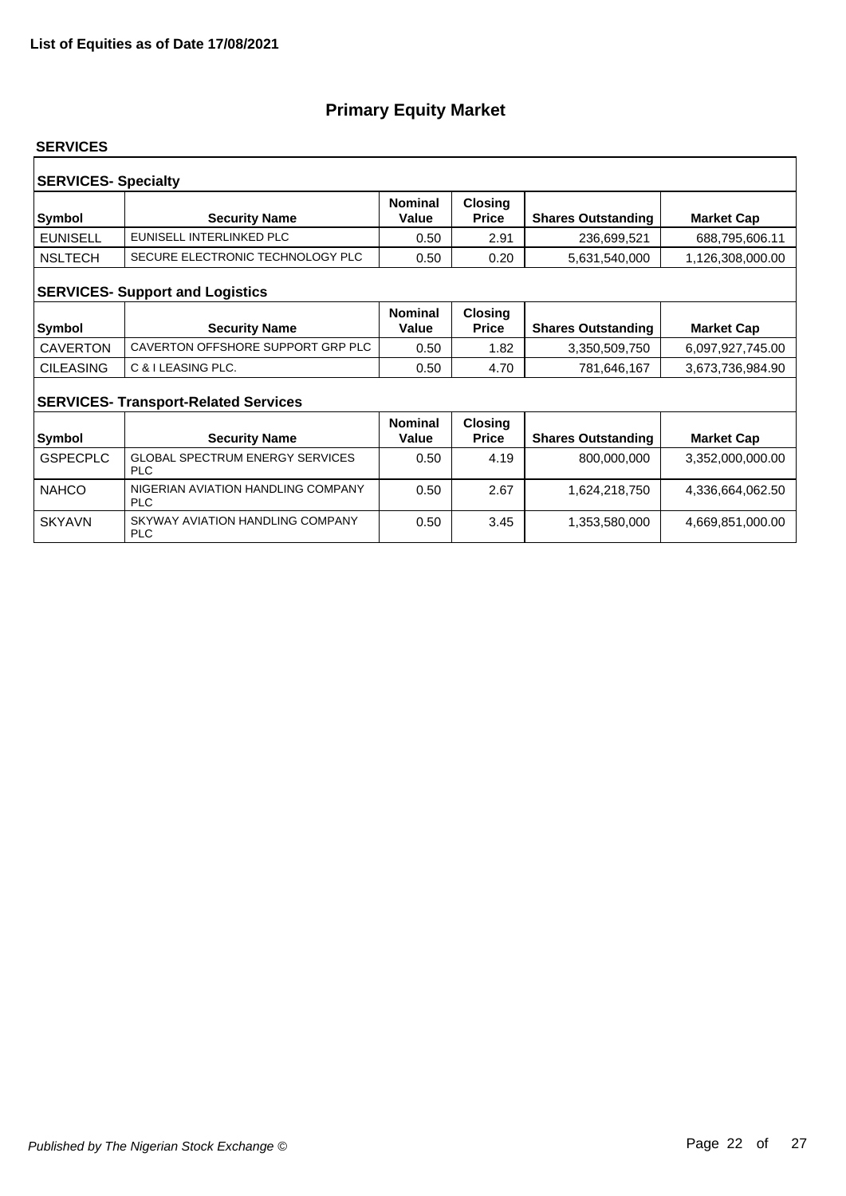**List of Equities as of Date 17/08/2021**

# Primary Equity Market

## SERVICES

### SERVICES- Specialty

| Symbol | Security Name | Nominal Value | Closing Price | Shares Outstanding | Market Cap |
|---|---|---|---|---|---|
| EUNISELL | EUNISELL INTERLINKED PLC | 0.50 | 2.91 | 236,699,521 | 688,795,606.11 |
| NSLTECH | SECURE ELECTRONIC TECHNOLOGY PLC | 0.50 | 0.20 | 5,631,540,000 | 1,126,308,000.00 |

### SERVICES- Support and Logistics

| Symbol | Security Name | Nominal Value | Closing Price | Shares Outstanding | Market Cap |
|---|---|---|---|---|---|
| CAVERTON | CAVERTON OFFSHORE SUPPORT GRP PLC | 0.50 | 1.82 | 3,350,509,750 | 6,097,927,745.00 |
| CILEASING | C & I LEASING PLC. | 0.50 | 4.70 | 781,646,167 | 3,673,736,984.90 |

### SERVICES- Transport-Related Services

| Symbol | Security Name | Nominal Value | Closing Price | Shares Outstanding | Market Cap |
|---|---|---|---|---|---|
| GSPECPLC | GLOBAL SPECTRUM ENERGY SERVICES PLC | 0.50 | 4.19 | 800,000,000 | 3,352,000,000.00 |
| NAHCO | NIGERIAN AVIATION HANDLING COMPANY PLC | 0.50 | 2.67 | 1,624,218,750 | 4,336,664,062.50 |
| SKYAVN | SKYWAY AVIATION HANDLING COMPANY PLC | 0.50 | 3.45 | 1,353,580,000 | 4,669,851,000.00 |

*Published by The Nigerian Stock Exchange ©*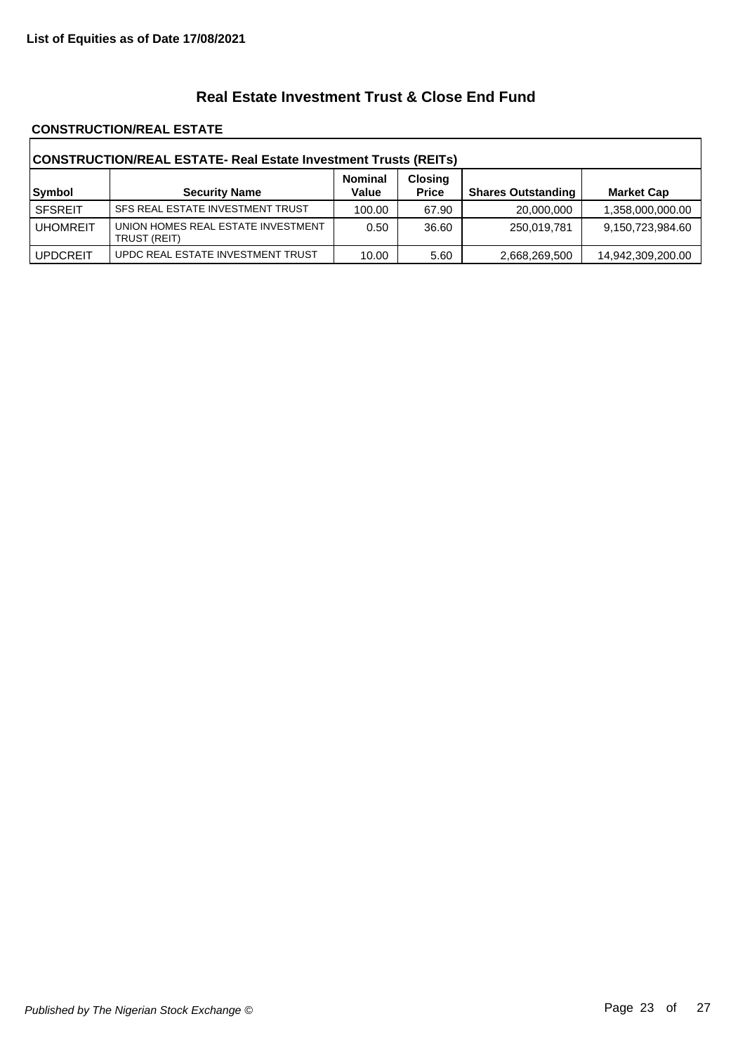**List of Equities as of Date 17/08/2021**

## Real Estate Investment Trust & Close End Fund

### CONSTRUCTION/REAL ESTATE

| CONSTRUCTION/REAL ESTATE- Real Estate Investment Trusts (REITs) | | | | | | |
|---|---|---|---|---|---|---|
| **Symbol** | **Security Name** | **Nominal Value** | **Closing Price** | **Shares Outstanding** | **Market Cap** |
| SFSREIT | SFS REAL ESTATE INVESTMENT TRUST | 100.00 | 67.90 | 20,000,000 | 1,358,000,000.00 |
| UHOMREIT | UNION HOMES REAL ESTATE INVESTMENT TRUST (REIT) | 0.50 | 36.60 | 250,019,781 | 9,150,723,984.60 |
| UPDCREIT | UPDC REAL ESTATE INVESTMENT TRUST | 10.00 | 5.60 | 2,668,269,500 | 14,942,309,200.00 |

*Published by The Nigerian Stock Exchange ©*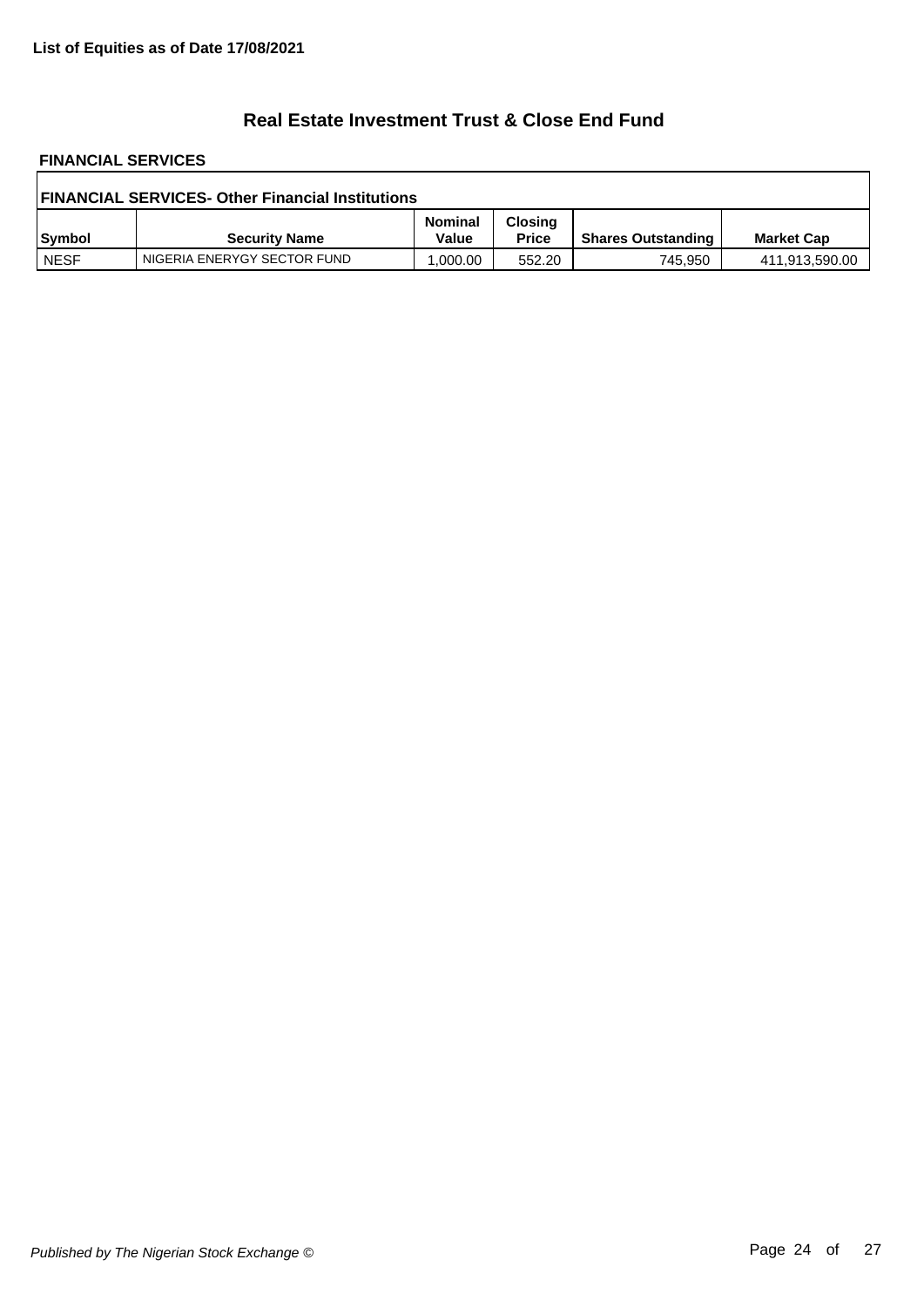**List of Equities as of Date 17/08/2021**

## Real Estate Investment Trust & Close End Fund

**FINANCIAL SERVICES**

| FINANCIAL SERVICES- Other Financial Institutions | | | | | |
|---|---|---|---|---|---|
| **Symbol** | **Security Name** | **Nominal Value** | **Closing Price** | **Shares Outstanding** | **Market Cap** |
| NESF | NIGERIA ENERYGY SECTOR FUND | 1,000.00 | 552.20 | 745,950 | 411,913,590.00 |

*Published by The Nigerian Stock Exchange ©*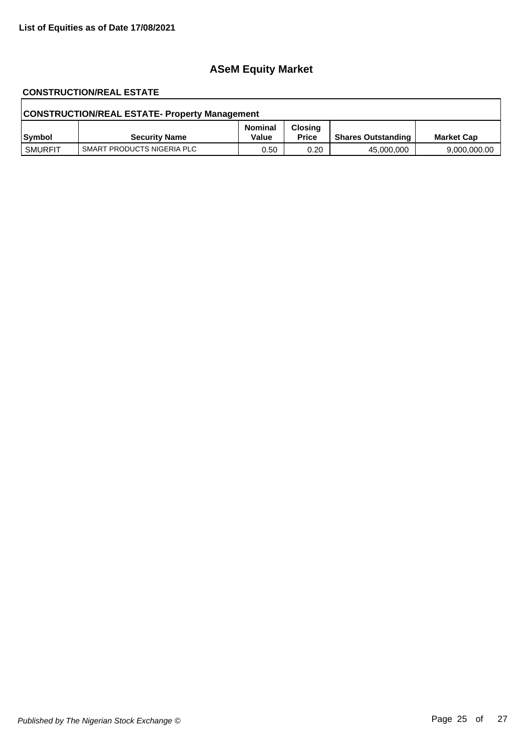**List of Equities as of Date 17/08/2021**

# ASeM Equity Market

## CONSTRUCTION/REAL ESTATE

| CONSTRUCTION/REAL ESTATE- Property Management | | | | | |
|---|---|---|---|---|---|
| **Symbol** | **Security Name** | **Nominal Value** | **Closing Price** | **Shares Outstanding** | **Market Cap** |
| SMURFIT | SMART PRODUCTS NIGERIA PLC | 0.50 | 0.20 | 45,000,000 | 9,000,000.00 |

*Published by The Nigerian Stock Exchange ©*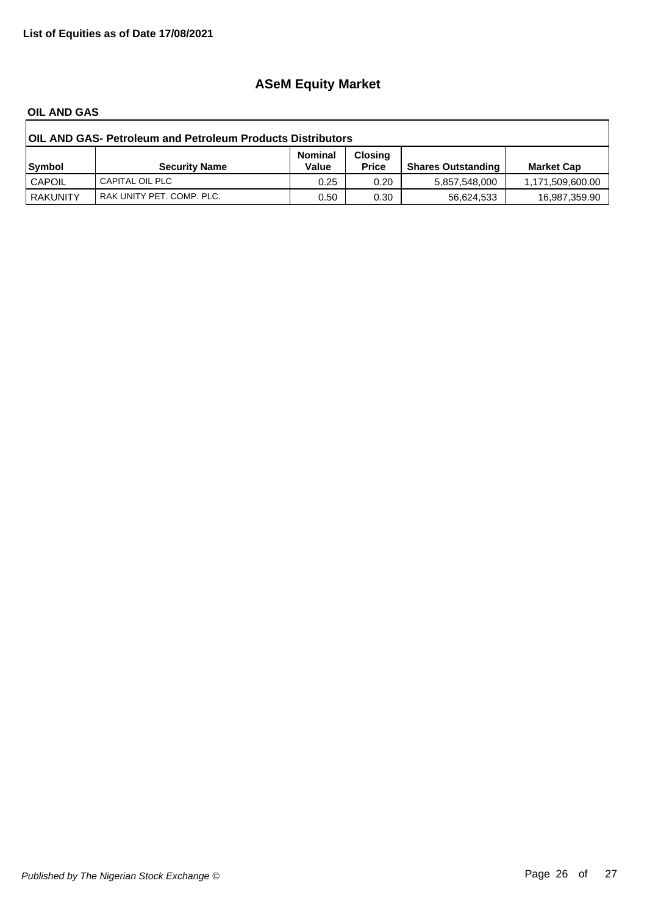**List of Equities as of Date 17/08/2021**

# ASeM Equity Market

## OIL AND GAS

### OIL AND GAS- Petroleum and Petroleum Products Distributors

| Symbol | Security Name | Nominal Value | Closing Price | Shares Outstanding | Market Cap |
|---|---|---|---|---|---|
| CAPOIL | CAPITAL OIL PLC | 0.25 | 0.20 | 5,857,548,000 | 1,171,509,600.00 |
| RAKUNITY | RAK UNITY PET. COMP. PLC. | 0.50 | 0.30 | 56,624,533 | 16,987,359.90 |

*Published by The Nigerian Stock Exchange ©*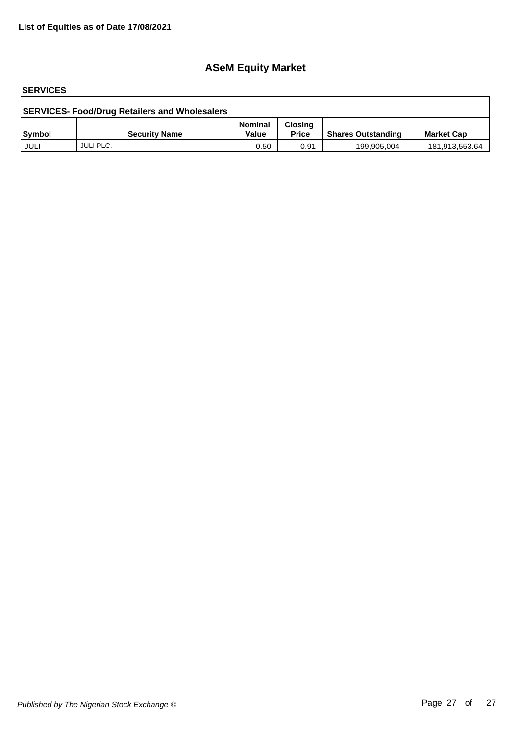**List of Equities as of Date 17/08/2021**

# ASeM Equity Market

**SERVICES**

**SERVICES- Food/Drug Retailers and Wholesalers**

| Symbol | Security Name | Nominal Value | Closing Price | Shares Outstanding | Market Cap |
|---|---|---|---|---|---|
| JULI | JULI PLC. | 0.50 | 0.91 | 199,905,004 | 181,913,553.64 |

*Published by The Nigerian Stock Exchange ©*